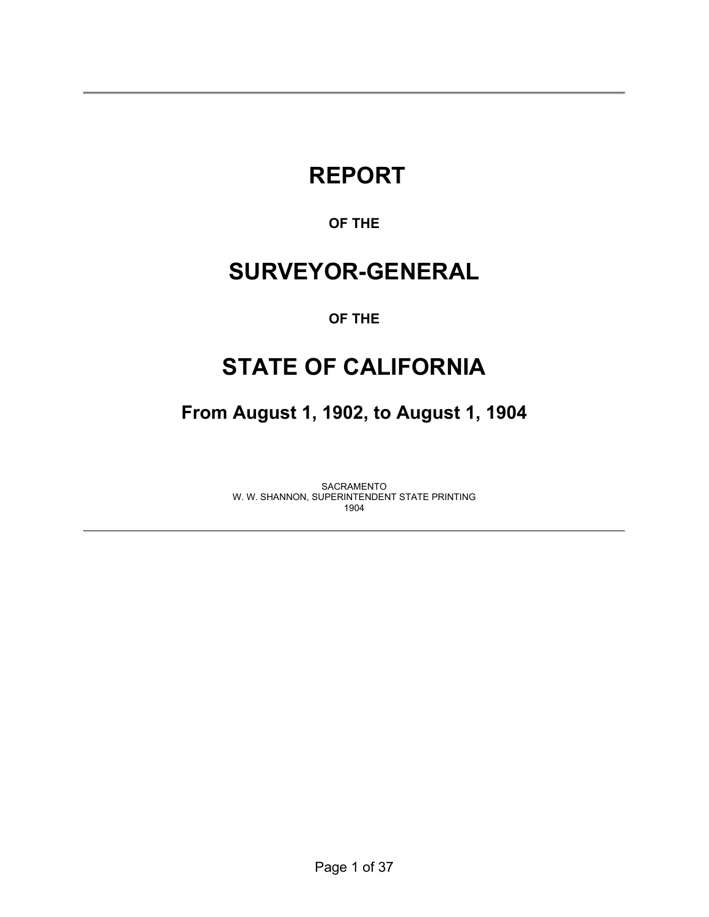# REPORT

**OF THE**

# SURVEYOR-GENERAL

**OF THE**

# STATE OF CALIFORNIA

## From August 1, 1902, to August 1, 1904

SACRAMENTO
W. W. SHANNON, SUPERINTENDENT STATE PRINTING
1904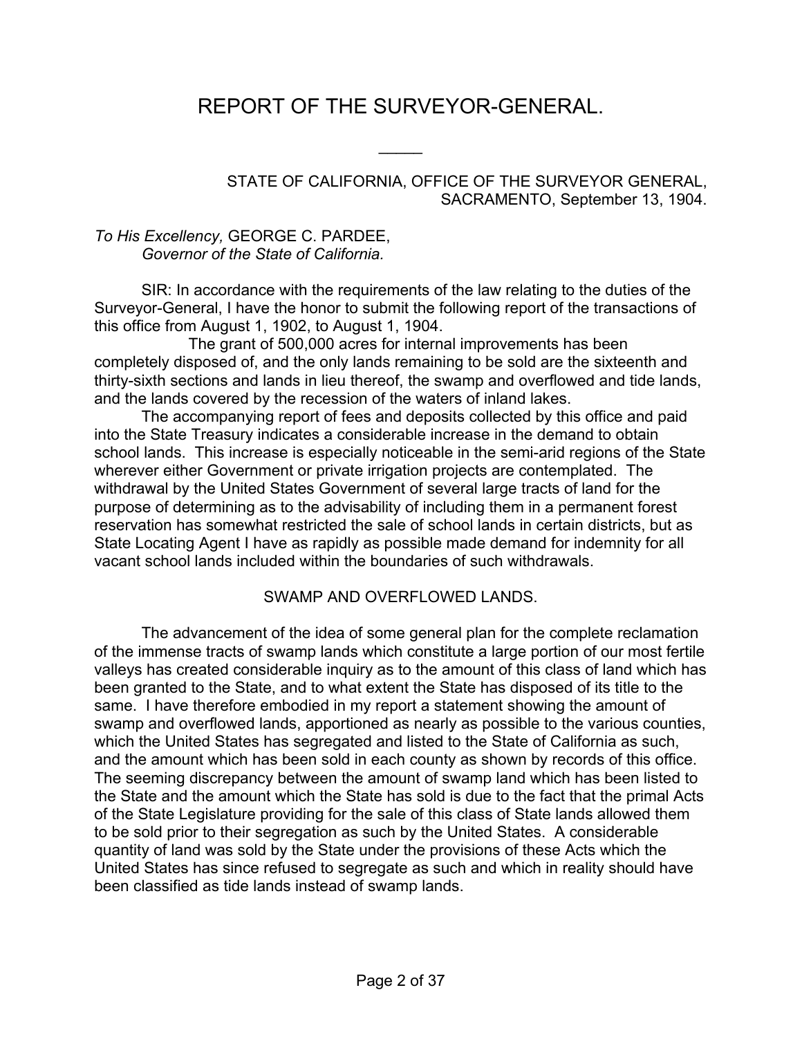# REPORT OF THE SURVEYOR-GENERAL.

STATE OF CALIFORNIA, OFFICE OF THE SURVEYOR GENERAL,
SACRAMENTO, September 13, 1904.

*To His Excellency,* GEORGE C. PARDEE,
*Governor of the State of California.*

SIR: In accordance with the requirements of the law relating to the duties of the Surveyor-General, I have the honor to submit the following report of the transactions of this office from August 1, 1902, to August 1, 1904.

The grant of 500,000 acres for internal improvements has been completely disposed of, and the only lands remaining to be sold are the sixteenth and thirty-sixth sections and lands in lieu thereof, the swamp and overflowed and tide lands, and the lands covered by the recession of the waters of inland lakes.

The accompanying report of fees and deposits collected by this office and paid into the State Treasury indicates a considerable increase in the demand to obtain school lands. This increase is especially noticeable in the semi-arid regions of the State wherever either Government or private irrigation projects are contemplated. The withdrawal by the United States Government of several large tracts of land for the purpose of determining as to the advisability of including them in a permanent forest reservation has somewhat restricted the sale of school lands in certain districts, but as State Locating Agent I have as rapidly as possible made demand for indemnity for all vacant school lands included within the boundaries of such withdrawals.

## SWAMP AND OVERFLOWED LANDS.

The advancement of the idea of some general plan for the complete reclamation of the immense tracts of swamp lands which constitute a large portion of our most fertile valleys has created considerable inquiry as to the amount of this class of land which has been granted to the State, and to what extent the State has disposed of its title to the same. I have therefore embodied in my report a statement showing the amount of swamp and overflowed lands, apportioned as nearly as possible to the various counties, which the United States has segregated and listed to the State of California as such, and the amount which has been sold in each county as shown by records of this office. The seeming discrepancy between the amount of swamp land which has been listed to the State and the amount which the State has sold is due to the fact that the primal Acts of the State Legislature providing for the sale of this class of State lands allowed them to be sold prior to their segregation as such by the United States. A considerable quantity of land was sold by the State under the provisions of these Acts which the United States has since refused to segregate as such and which in reality should have been classified as tide lands instead of swamp lands.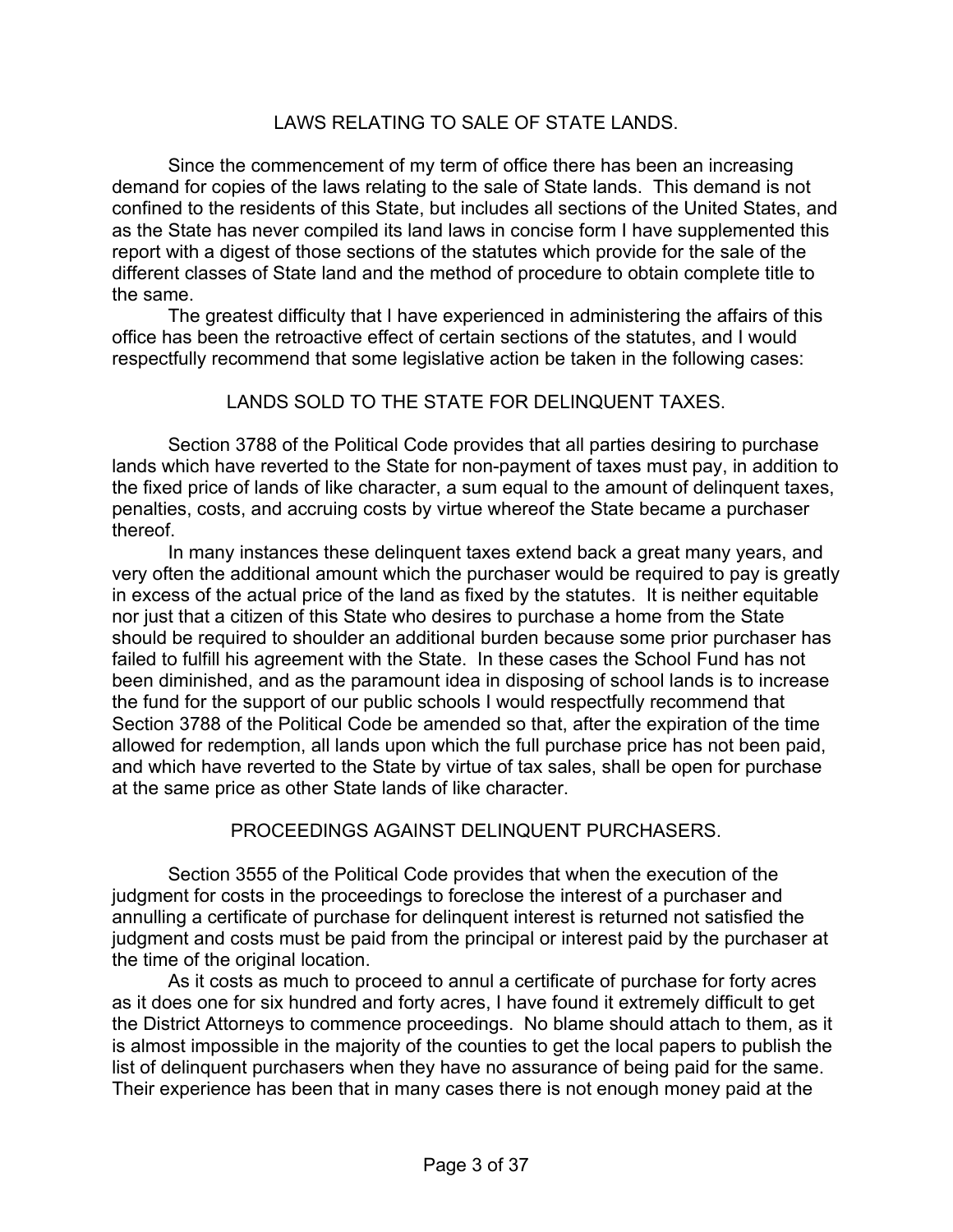## LAWS RELATING TO SALE OF STATE LANDS.

Since the commencement of my term of office there has been an increasing demand for copies of the laws relating to the sale of State lands. This demand is not confined to the residents of this State, but includes all sections of the United States, and as the State has never compiled its land laws in concise form I have supplemented this report with a digest of those sections of the statutes which provide for the sale of the different classes of State land and the method of procedure to obtain complete title to the same.

The greatest difficulty that I have experienced in administering the affairs of this office has been the retroactive effect of certain sections of the statutes, and I would respectfully recommend that some legislative action be taken in the following cases:

## LANDS SOLD TO THE STATE FOR DELINQUENT TAXES.

Section 3788 of the Political Code provides that all parties desiring to purchase lands which have reverted to the State for non-payment of taxes must pay, in addition to the fixed price of lands of like character, a sum equal to the amount of delinquent taxes, penalties, costs, and accruing costs by virtue whereof the State became a purchaser thereof.

In many instances these delinquent taxes extend back a great many years, and very often the additional amount which the purchaser would be required to pay is greatly in excess of the actual price of the land as fixed by the statutes. It is neither equitable nor just that a citizen of this State who desires to purchase a home from the State should be required to shoulder an additional burden because some prior purchaser has failed to fulfill his agreement with the State. In these cases the School Fund has not been diminished, and as the paramount idea in disposing of school lands is to increase the fund for the support of our public schools I would respectfully recommend that Section 3788 of the Political Code be amended so that, after the expiration of the time allowed for redemption, all lands upon which the full purchase price has not been paid, and which have reverted to the State by virtue of tax sales, shall be open for purchase at the same price as other State lands of like character.

## PROCEEDINGS AGAINST DELINQUENT PURCHASERS.

Section 3555 of the Political Code provides that when the execution of the judgment for costs in the proceedings to foreclose the interest of a purchaser and annulling a certificate of purchase for delinquent interest is returned not satisfied the judgment and costs must be paid from the principal or interest paid by the purchaser at the time of the original location.

As it costs as much to proceed to annul a certificate of purchase for forty acres as it does one for six hundred and forty acres, I have found it extremely difficult to get the District Attorneys to commence proceedings. No blame should attach to them, as it is almost impossible in the majority of the counties to get the local papers to publish the list of delinquent purchasers when they have no assurance of being paid for the same. Their experience has been that in many cases there is not enough money paid at the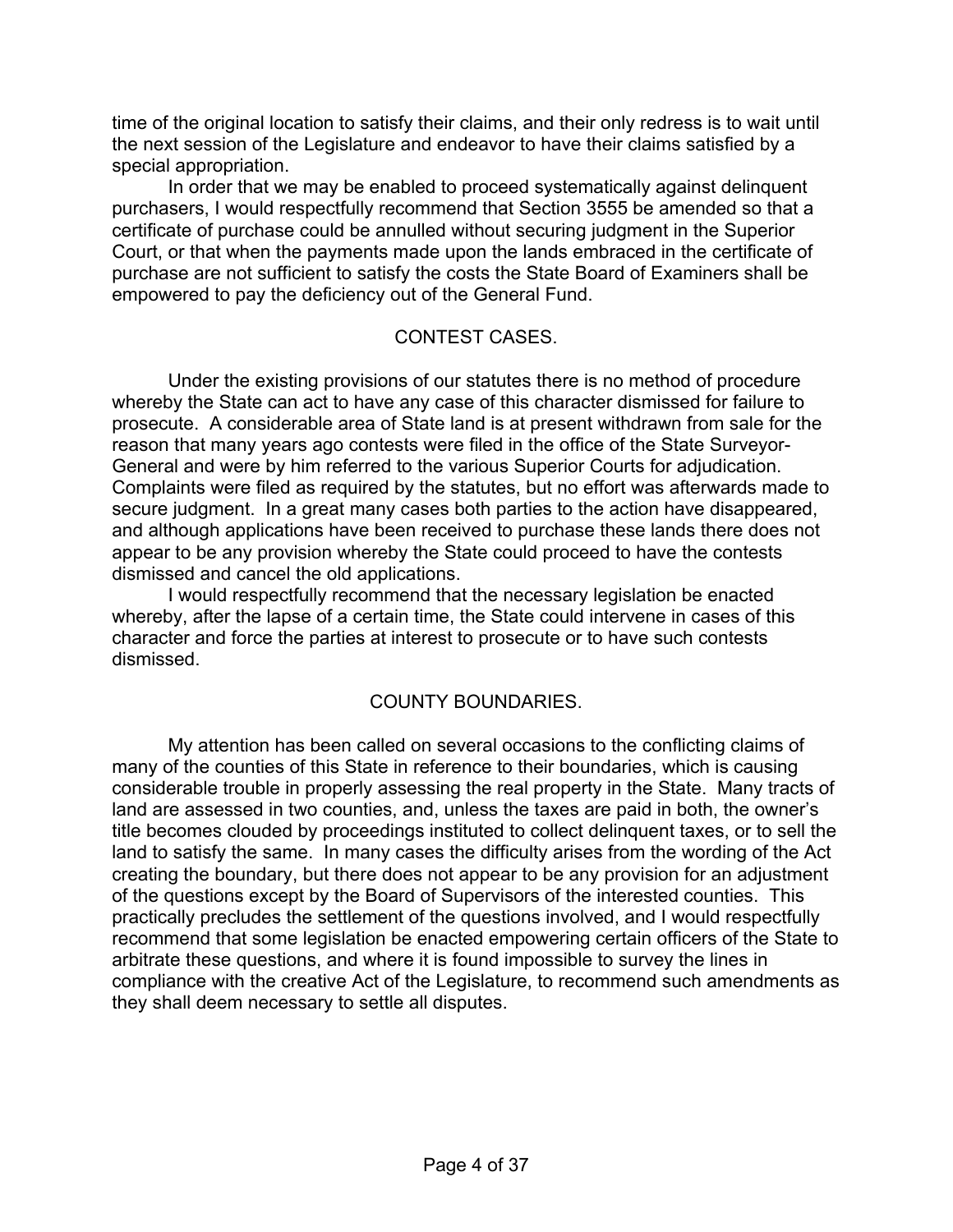time of the original location to satisfy their claims, and their only redress is to wait until the next session of the Legislature and endeavor to have their claims satisfied by a special appropriation.

In order that we may be enabled to proceed systematically against delinquent purchasers, I would respectfully recommend that Section 3555 be amended so that a certificate of purchase could be annulled without securing judgment in the Superior Court, or that when the payments made upon the lands embraced in the certificate of purchase are not sufficient to satisfy the costs the State Board of Examiners shall be empowered to pay the deficiency out of the General Fund.

## CONTEST CASES.

Under the existing provisions of our statutes there is no method of procedure whereby the State can act to have any case of this character dismissed for failure to prosecute. A considerable area of State land is at present withdrawn from sale for the reason that many years ago contests were filed in the office of the State Surveyor-General and were by him referred to the various Superior Courts for adjudication. Complaints were filed as required by the statutes, but no effort was afterwards made to secure judgment. In a great many cases both parties to the action have disappeared, and although applications have been received to purchase these lands there does not appear to be any provision whereby the State could proceed to have the contests dismissed and cancel the old applications.

I would respectfully recommend that the necessary legislation be enacted whereby, after the lapse of a certain time, the State could intervene in cases of this character and force the parties at interest to prosecute or to have such contests dismissed.

## COUNTY BOUNDARIES.

My attention has been called on several occasions to the conflicting claims of many of the counties of this State in reference to their boundaries, which is causing considerable trouble in properly assessing the real property in the State. Many tracts of land are assessed in two counties, and, unless the taxes are paid in both, the owner's title becomes clouded by proceedings instituted to collect delinquent taxes, or to sell the land to satisfy the same. In many cases the difficulty arises from the wording of the Act creating the boundary, but there does not appear to be any provision for an adjustment of the questions except by the Board of Supervisors of the interested counties. This practically precludes the settlement of the questions involved, and I would respectfully recommend that some legislation be enacted empowering certain officers of the State to arbitrate these questions, and where it is found impossible to survey the lines in compliance with the creative Act of the Legislature, to recommend such amendments as they shall deem necessary to settle all disputes.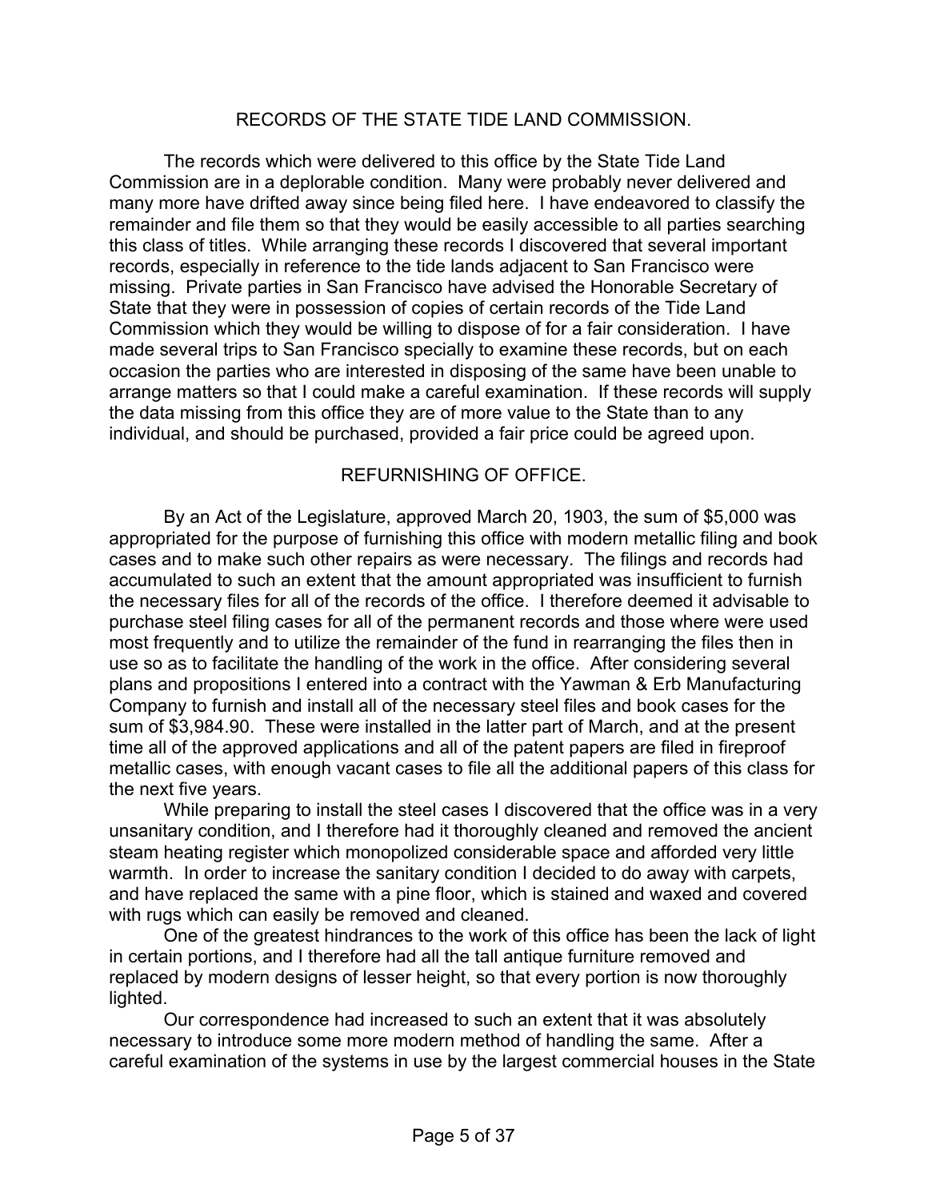## RECORDS OF THE STATE TIDE LAND COMMISSION.

The records which were delivered to this office by the State Tide Land Commission are in a deplorable condition. Many were probably never delivered and many more have drifted away since being filed here. I have endeavored to classify the remainder and file them so that they would be easily accessible to all parties searching this class of titles. While arranging these records I discovered that several important records, especially in reference to the tide lands adjacent to San Francisco were missing. Private parties in San Francisco have advised the Honorable Secretary of State that they were in possession of copies of certain records of the Tide Land Commission which they would be willing to dispose of for a fair consideration. I have made several trips to San Francisco specially to examine these records, but on each occasion the parties who are interested in disposing of the same have been unable to arrange matters so that I could make a careful examination. If these records will supply the data missing from this office they are of more value to the State than to any individual, and should be purchased, provided a fair price could be agreed upon.

## REFURNISHING OF OFFICE.

By an Act of the Legislature, approved March 20, 1903, the sum of $5,000 was appropriated for the purpose of furnishing this office with modern metallic filing and book cases and to make such other repairs as were necessary. The filings and records had accumulated to such an extent that the amount appropriated was insufficient to furnish the necessary files for all of the records of the office. I therefore deemed it advisable to purchase steel filing cases for all of the permanent records and those where were used most frequently and to utilize the remainder of the fund in rearranging the files then in use so as to facilitate the handling of the work in the office. After considering several plans and propositions I entered into a contract with the Yawman & Erb Manufacturing Company to furnish and install all of the necessary steel files and book cases for the sum of $3,984.90. These were installed in the latter part of March, and at the present time all of the approved applications and all of the patent papers are filed in fireproof metallic cases, with enough vacant cases to file all the additional papers of this class for the next five years.

While preparing to install the steel cases I discovered that the office was in a very unsanitary condition, and I therefore had it thoroughly cleaned and removed the ancient steam heating register which monopolized considerable space and afforded very little warmth. In order to increase the sanitary condition I decided to do away with carpets, and have replaced the same with a pine floor, which is stained and waxed and covered with rugs which can easily be removed and cleaned.

One of the greatest hindrances to the work of this office has been the lack of light in certain portions, and I therefore had all the tall antique furniture removed and replaced by modern designs of lesser height, so that every portion is now thoroughly lighted.

Our correspondence had increased to such an extent that it was absolutely necessary to introduce some more modern method of handling the same. After a careful examination of the systems in use by the largest commercial houses in the State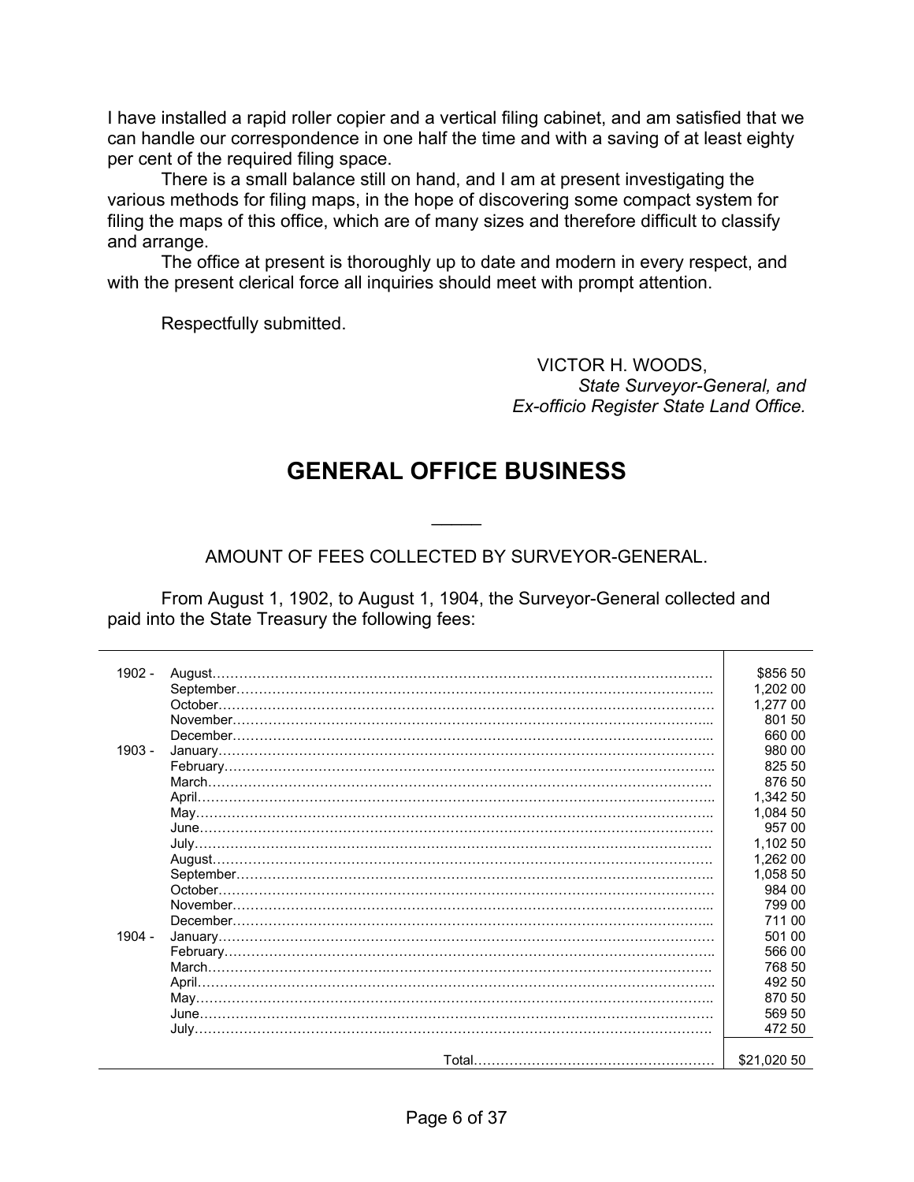I have installed a rapid roller copier and a vertical filing cabinet, and am satisfied that we can handle our correspondence in one half the time and with a saving of at least eighty per cent of the required filing space.

There is a small balance still on hand, and I am at present investigating the various methods for filing maps, in the hope of discovering some compact system for filing the maps of this office, which are of many sizes and therefore difficult to classify and arrange.

The office at present is thoroughly up to date and modern in every respect, and with the present clerical force all inquiries should meet with prompt attention.

Respectfully submitted.

VICTOR H. WOODS,
*State Surveyor-General, and*
*Ex-officio Register State Land Office.*

# GENERAL OFFICE BUSINESS

---

AMOUNT OF FEES COLLECTED BY SURVEYOR-GENERAL.

From August 1, 1902, to August 1, 1904, the Surveyor-General collected and paid into the State Treasury the following fees:

| | | |
|---|---|---|
| 1902 - | August | $856 50 |
| | September | 1,202 00 |
| | October | 1,277 00 |
| | November | 801 50 |
| | December | 660 00 |
| 1903 - | January | 980 00 |
| | February | 825 50 |
| | March | 876 50 |
| | April | 1,342 50 |
| | May | 1,084 50 |
| | June | 957 00 |
| | July | 1,102 50 |
| | August | 1,262 00 |
| | September | 1,058 50 |
| | October | 984 00 |
| | November | 799 00 |
| | December | 711 00 |
| 1904 - | January | 501 00 |
| | February | 566 00 |
| | March | 768 50 |
| | April | 492 50 |
| | May | 870 50 |
| | June | 569 50 |
| | July | 472 50 |
| | Total | $21,020 50 |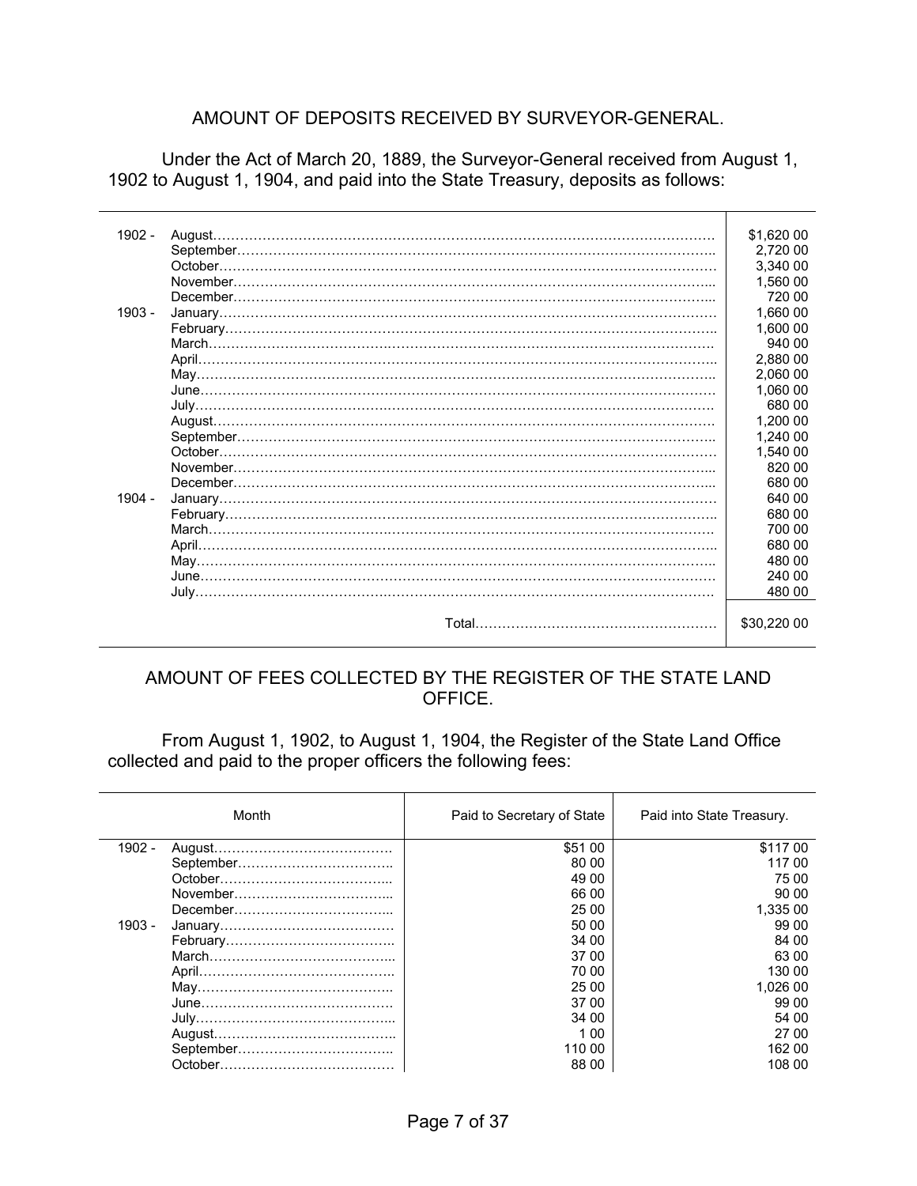## AMOUNT OF DEPOSITS RECEIVED BY SURVEYOR-GENERAL.

Under the Act of March 20, 1889, the Surveyor-General received from August 1, 1902 to August 1, 1904, and paid into the State Treasury, deposits as follows:

| | | |
|---|---|---|
| 1902 - | August | $1,620 00 |
| | September | 2,720 00 |
| | October | 3,340 00 |
| | November | 1,560 00 |
| | December | 720 00 |
| 1903 - | January | 1,660 00 |
| | February | 1,600 00 |
| | March | 940 00 |
| | April | 2,880 00 |
| | May | 2,060 00 |
| | June | 1,060 00 |
| | July | 680 00 |
| | August | 1,200 00 |
| | September | 1,240 00 |
| | October | 1,540 00 |
| | November | 820 00 |
| | December | 680 00 |
| 1904 - | January | 640 00 |
| | February | 680 00 |
| | March | 700 00 |
| | April | 680 00 |
| | May | 480 00 |
| | June | 240 00 |
| | July | 480 00 |
| | Total | $30,220 00 |

## AMOUNT OF FEES COLLECTED BY THE REGISTER OF THE STATE LAND OFFICE.

From August 1, 1902, to August 1, 1904, the Register of the State Land Office collected and paid to the proper officers the following fees:

| Month | | Paid to Secretary of State | Paid into State Treasury. |
|---|---|---|---|
| 1902 - | August | $51 00 | $117 00 |
| | September | 80 00 | 117 00 |
| | October | 49 00 | 75 00 |
| | November | 66 00 | 90 00 |
| | December | 25 00 | 1,335 00 |
| 1903 - | January | 50 00 | 99 00 |
| | February | 34 00 | 84 00 |
| | March | 37 00 | 63 00 |
| | April | 70 00 | 130 00 |
| | May | 25 00 | 1,026 00 |
| | June | 37 00 | 99 00 |
| | July | 34 00 | 54 00 |
| | August | 1 00 | 27 00 |
| | September | 110 00 | 162 00 |
| | October | 88 00 | 108 00 |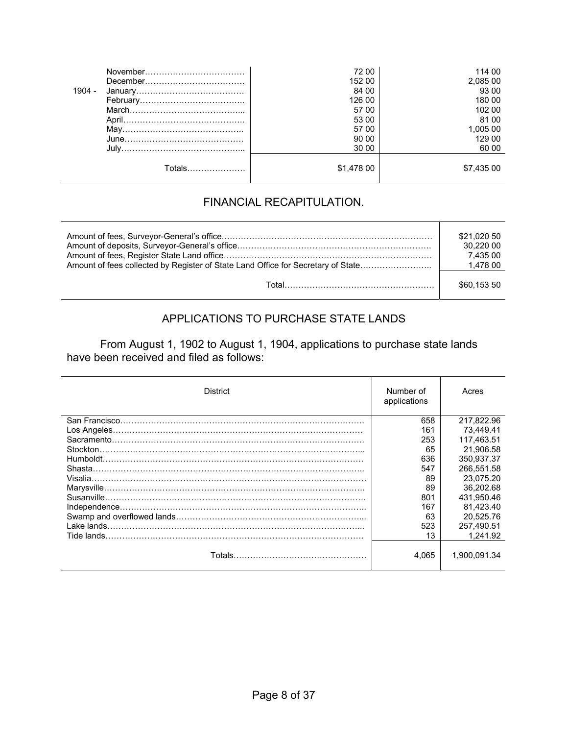| | | | |
|---|---|---|---|
| | November | 72 00 | 114 00 |
| | December | 152 00 | 2,085 00 |
| 1904 - | January | 84 00 | 93 00 |
| | February | 126 00 | 180 00 |
| | March | 57 00 | 102 00 |
| | April | 53 00 | 81 00 |
| | May | 57 00 | 1,005 00 |
| | June | 90 00 | 129 00 |
| | July | 30 00 | 60 00 |
| | Totals | $1,478 00 | $7,435 00 |

## FINANCIAL RECAPITULATION.

| | |
|---|---|
| Amount of fees, Surveyor-General's office | $21,020 50 |
| Amount of deposits, Surveyor-General's office | 30,220 00 |
| Amount of fees, Register State Land office | 7,435 00 |
| Amount of fees collected by Register of State Land Office for Secretary of State | 1,478 00 |
| Total | $60,153 50 |

## APPLICATIONS TO PURCHASE STATE LANDS

From August 1, 1902 to August 1, 1904, applications to purchase state lands have been received and filed as follows:

| District | Number of applications | Acres |
|---|---|---|
| San Francisco | 658 | 217,822.96 |
| Los Angeles | 161 | 73,449.41 |
| Sacramento | 253 | 117,463.51 |
| Stockton | 65 | 21,906.58 |
| Humboldt | 636 | 350,937.37 |
| Shasta | 547 | 266,551.58 |
| Visalia | 89 | 23,075.20 |
| Marysville | 89 | 36,202.68 |
| Susanville | 801 | 431,950.46 |
| Independence | 167 | 81,423.40 |
| Swamp and overflowed lands | 63 | 20,525.76 |
| Lake lands | 523 | 257,490.51 |
| Tide lands | 13 | 1,241.92 |
| Totals | 4,065 | 1,900,091.34 |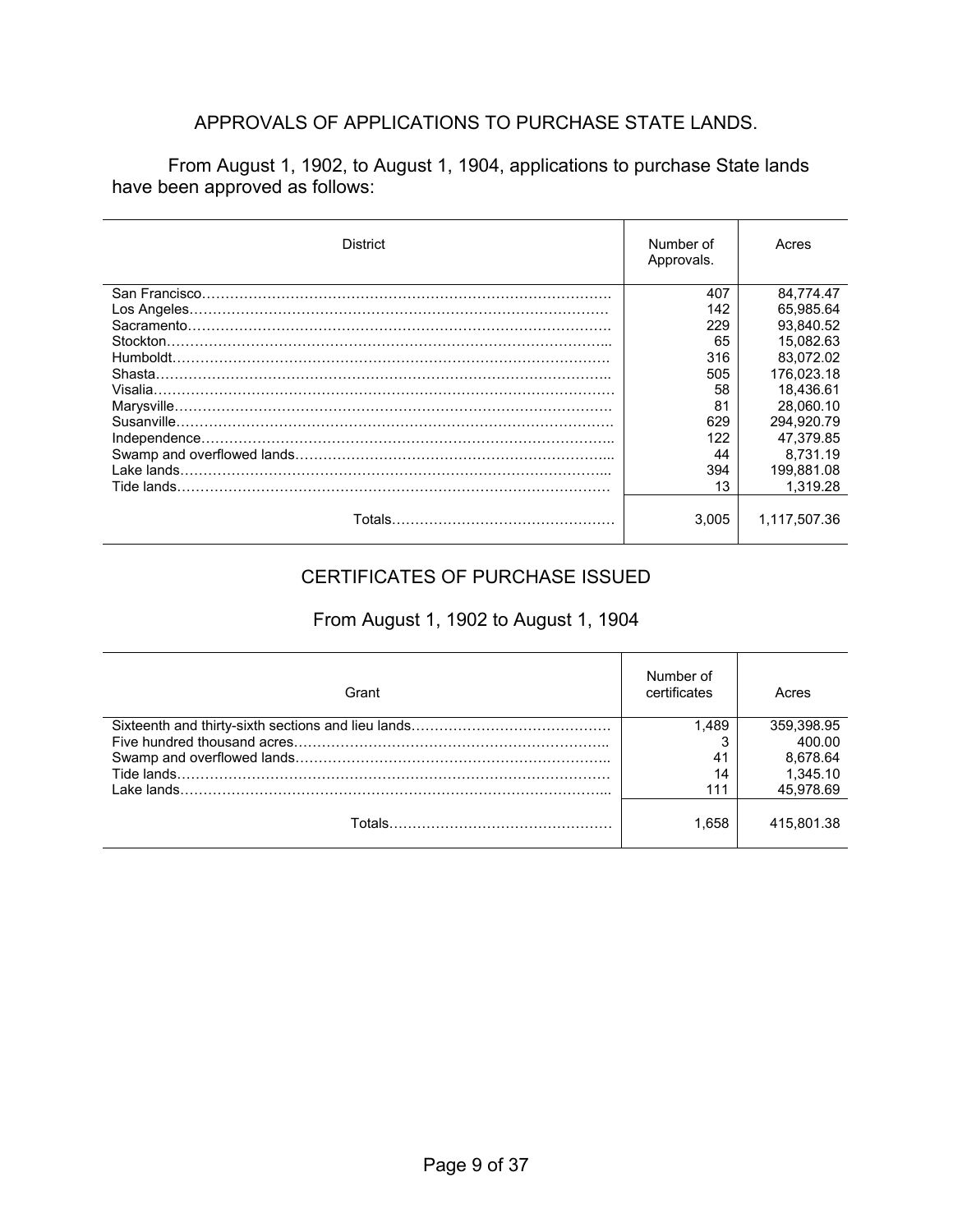## APPROVALS OF APPLICATIONS TO PURCHASE STATE LANDS.

From August 1, 1902, to August 1, 1904, applications to purchase State lands have been approved as follows:

| District | Number of Approvals. | Acres |
|---|---|---|
| San Francisco | 407 | 84,774.47 |
| Los Angeles | 142 | 65,985.64 |
| Sacramento | 229 | 93,840.52 |
| Stockton | 65 | 15,082.63 |
| Humboldt | 316 | 83,072.02 |
| Shasta | 505 | 176,023.18 |
| Visalia | 58 | 18,436.61 |
| Marysville | 81 | 28,060.10 |
| Susanville | 629 | 294,920.79 |
| Independence | 122 | 47,379.85 |
| Swamp and overflowed lands | 44 | 8,731.19 |
| Lake lands | 394 | 199,881.08 |
| Tide lands | 13 | 1,319.28 |
| Totals | 3,005 | 1,117,507.36 |

## CERTIFICATES OF PURCHASE ISSUED

### From August 1, 1902 to August 1, 1904

| Grant | Number of certificates | Acres |
|---|---|---|
| Sixteenth and thirty-sixth sections and lieu lands | 1,489 | 359,398.95 |
| Five hundred thousand acres | 3 | 400.00 |
| Swamp and overflowed lands | 41 | 8,678.64 |
| Tide lands | 14 | 1,345.10 |
| Lake lands | 111 | 45,978.69 |
| Totals | 1,658 | 415,801.38 |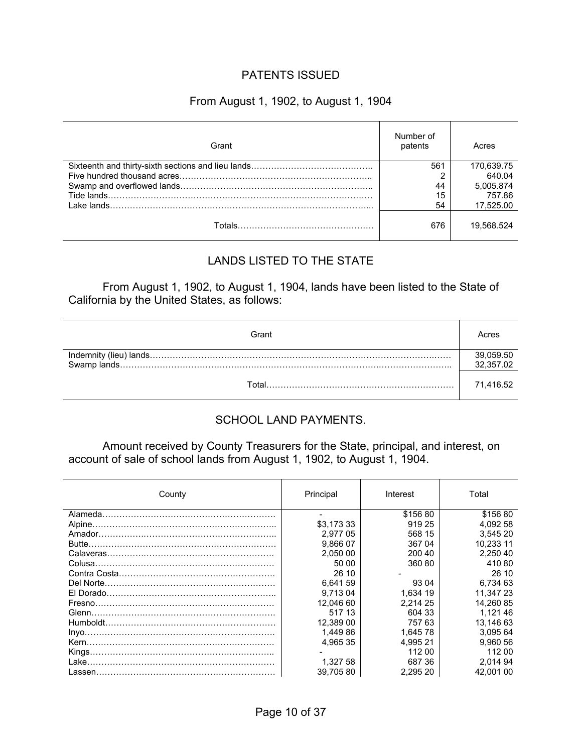## PATENTS ISSUED

### From August 1, 1902, to August 1, 1904

| Grant | Number of patents | Acres |
|---|---|---|
| Sixteenth and thirty-sixth sections and lieu lands…………………………………… | 561 | 170,639.75 |
| Five hundred thousand acres………………………………………………………….. | 2 | 640.04 |
| Swamp and overflowed lands………………………………………………………….. | 44 | 5,005.874 |
| Tide lands………………………………………………………………………………. | 15 | 757.86 |
| Lake lands……………………………………………………………………………... | 54 | 17,525.00 |
| Totals………………………………………… | 676 | 19,568.524 |

## LANDS LISTED TO THE STATE

From August 1, 1902, to August 1, 1904, lands have been listed to the State of California by the United States, as follows:

| Grant | Acres |
|---|---|
| Indemnity (lieu) lands……………………………………………………………………………………… | 39,059.50 |
| Swamp lands……………………………………………………………………………………………….. | 32,357.02 |
| Total………………………………………………………… | 71,416.52 |

## SCHOOL LAND PAYMENTS.

Amount received by County Treasurers for the State, principal, and interest, on account of sale of school lands from August 1, 1902, to August 1, 1904.

| County | Principal | Interest | Total |
|---|---|---|---|
| Alameda……………………………………………………. | - | $156 80 | $156 80 |
| Alpine……………………………………………………….. | $3,173 33 | 919 25 | 4,092 58 |
| Amador………………………………………………………. | 2,977 05 | 568 15 | 3,545 20 |
| Butte…………………………………………………………. | 9,866 07 | 367 04 | 10,233 11 |
| Calaveras……………………………………………………. | 2,050 00 | 200 40 | 2,250 40 |
| Colusa……………………………………………………….. | 50 00 | 360 80 | 410 80 |
| Contra Costa………………………………………………… | 26 10 | - | 26 10 |
| Del Norte…………………………………………………….. | 6,641 59 | 93 04 | 6,734 63 |
| El Dorado…………………………………………………….. | 9,713 04 | 1,634 19 | 11,347 23 |
| Fresno………………………………………………………. | 12,046 60 | 2,214 25 | 14,260 85 |
| Glenn………………………………………………………… | 517 13 | 604 33 | 1,121 46 |
| Humboldt……………………………………………………. | 12,389 00 | 757 63 | 13,146 63 |
| Inyo………………………………………………………….. | 1,449 86 | 1,645 78 | 3,095 64 |
| Kern………………………………………………………….. | 4,965 35 | 4,995 21 | 9,960 56 |
| Kings…………………………………………………………. | - | 112 00 | 112 00 |
| Lake…………………………………………………………. | 1,327 58 | 687 36 | 2,014 94 |
| Lassen……………………………………………………….. | 39,705 80 | 2,295 20 | 42,001 00 |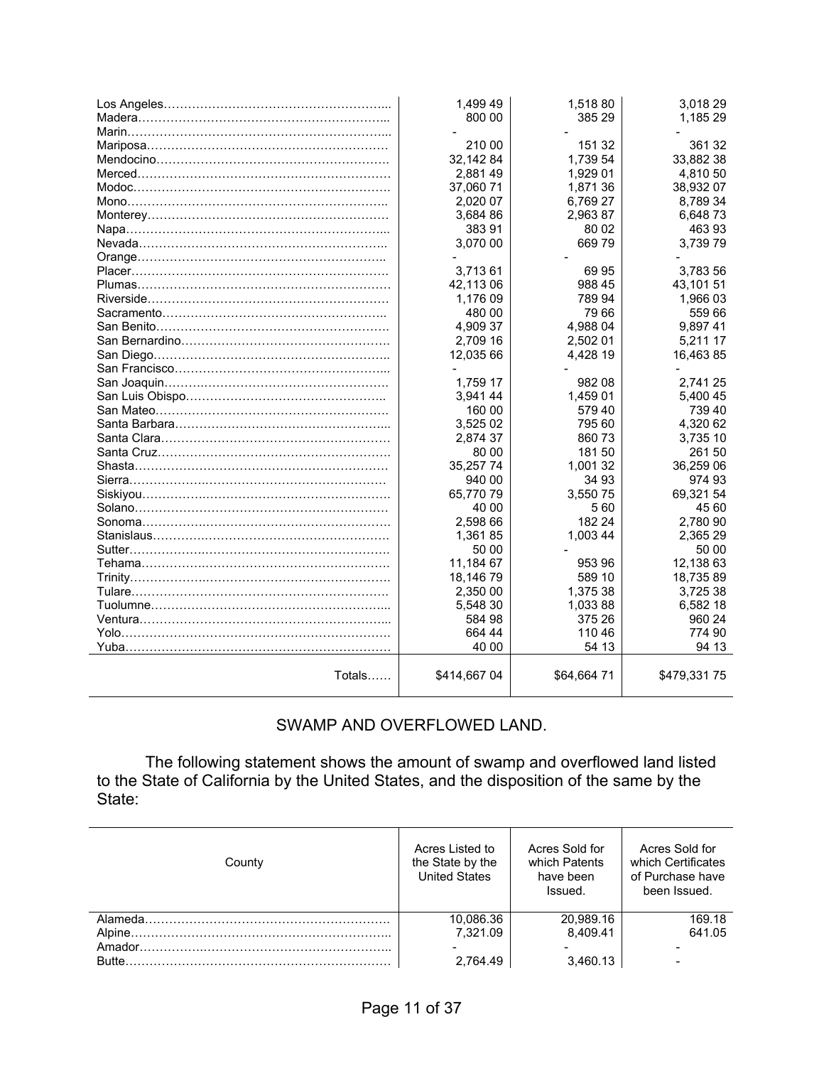| | | | |
|---|---|---|---|
| Los Angeles………………………………………………... | 1,499 49 | 1,518 80 | 3,018 29 |
| Madera……………………………………………………... | 800 00 | 385 29 | 1,185 29 |
| Marin………………………………………………………... | - | - | - |
| Mariposa…………………………………………………… | 210 00 | 151 32 | 361 32 |
| Mendocino…………………………………………………. | 32,142 84 | 1,739 54 | 33,882 38 |
| Merced………………………………………………………. | 2,881 49 | 1,929 01 | 4,810 50 |
| Modoc………………………………………………………. | 37,060 71 | 1,871 36 | 38,932 07 |
| Mono……………………………………………………….. | 2,020 07 | 6,769 27 | 8,789 34 |
| Monterey……………………………………………………. | 3,684 86 | 2,963 87 | 6,648 73 |
| Napa………………………………………………………... | 383 91 | 80 02 | 463 93 |
| Nevada……………………………………………………... | 3,070 00 | 669 79 | 3,739 79 |
| Orange……………………………………………………... | - | - | - |
| Placer……………………………………………………….. | 3,713 61 | 69 95 | 3,783 56 |
| Plumas………………………………………………………. | 42,113 06 | 988 45 | 43,101 51 |
| Riverside……………………………………………………. | 1,176 09 | 789 94 | 1,966 03 |
| Sacramento………………………………………………... | 480 00 | 79 66 | 559 66 |
| San Benito…………………………………………………. | 4,909 37 | 4,988 04 | 9,897 41 |
| San Bernardino……………………………………………. | 2,709 16 | 2,502 01 | 5,211 17 |
| San Diego………………………………………………….. | 12,035 66 | 4,428 19 | 16,463 85 |
| San Francisco……………………………………………... | - | - | - |
| San Joaquin………………………………………………... | 1,759 17 | 982 08 | 2,741 25 |
| San Luis Obispo………………………………………….. | 3,941 44 | 1,459 01 | 5,400 45 |
| San Mateo…………………………………………………. | 160 00 | 579 40 | 739 40 |
| Santa Barbara……………………………………………... | 3,525 02 | 795 60 | 4,320 62 |
| Santa Clara…………………………………………………. | 2,874 37 | 860 73 | 3,735 10 |
| Santa Cruz…………………………………………………. | 80 00 | 181 50 | 261 50 |
| Shasta……………………………………………………… | 35,257 74 | 1,001 32 | 36,259 06 |
| Sierra………………………………………………………… | 940 00 | 34 93 | 974 93 |
| Siskiyou……………………………………………………. | 65,770 79 | 3,550 75 | 69,321 54 |
| Solano……………………………………………………… | 40 00 | 5 60 | 45 60 |
| Sonoma……………………………………………………. | 2,598 66 | 182 24 | 2,780 90 |
| Stanislaus………………………………………………….. | 1,361 85 | 1,003 44 | 2,365 29 |
| Sutter………………………………………………………. | 50 00 | - | 50 00 |
| Tehama…………………………………………………….. | 11,184 67 | 953 96 | 12,138 63 |
| Trinity……………………………………………………….. | 18,146 79 | 589 10 | 18,735 89 |
| Tulare……………………………………………………… | 2,350 00 | 1,375 38 | 3,725 38 |
| Tuolumne…………………………………………………... | 5,548 30 | 1,033 88 | 6,582 18 |
| Ventura……………………………………………………... | 584 98 | 375 26 | 960 24 |
| Yolo…………………………………………………………. | 664 44 | 110 46 | 774 90 |
| Yuba…………………………………………………………. | 40 00 | 54 13 | 94 13 |
| Totals…… | $414,667 04 | $64,664 71 | $479,331 75 |

## SWAMP AND OVERFLOWED LAND.

The following statement shows the amount of swamp and overflowed land listed to the State of California by the United States, and the disposition of the same by the State:

| County | Acres Listed to the State by the United States | Acres Sold for which Patents have been Issued. | Acres Sold for which Certificates of Purchase have been Issued. |
|---|---|---|---|
| Alameda……………………………………………………. | 10,086.36 | 20,989.16 | 169.18 |
| Alpine……………………………………………………….. | 7,321.09 | 8,409.41 | 641.05 |
| Amador……………………………………………………... | - | - | - |
| Butte………………………………………………………… | 2,764.49 | 3,460.13 | - |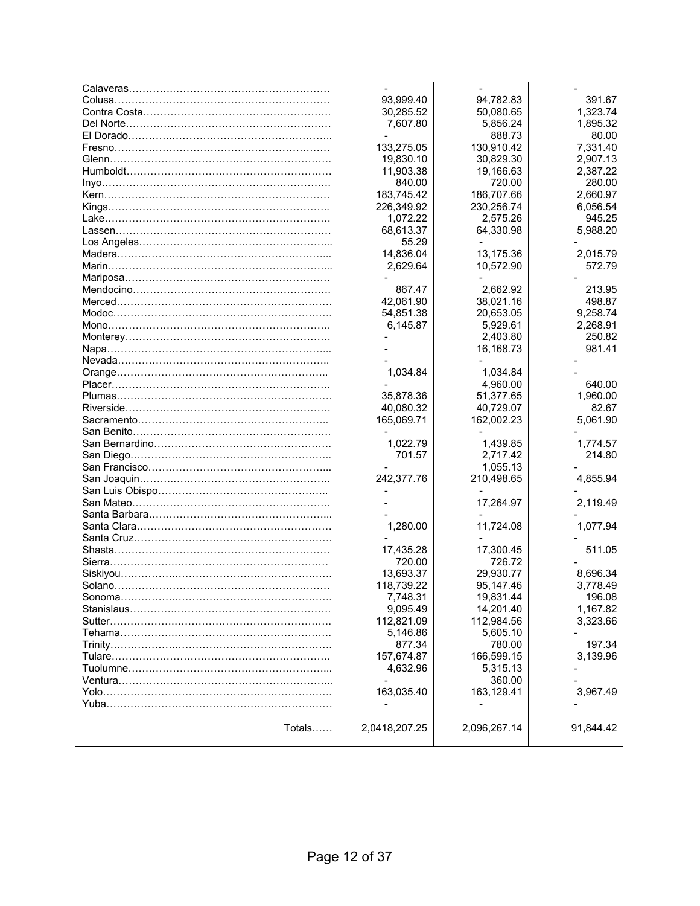| | | | |
|---|---|---|---|
| Calaveras………………………………………………… | - | - | - |
| Colusa…………………………………………………… | 93,999.40 | 94,782.83 | 391.67 |
| Contra Costa…………………………………………… | 30,285.52 | 50,080.65 | 1,323.74 |
| Del Norte………………………………………………… | 7,607.80 | 5,856.24 | 1,895.32 |
| El Dorado……………………………………………….. | - | 888.73 | 80.00 |
| Fresno…………………………………………………… | 133,275.05 | 130,910.42 | 7,331.40 |
| Glenn……………………………………………………. | 19,830.10 | 30,829.30 | 2,907.13 |
| Humboldt………………………………………………… | 11,903.38 | 19,166.63 | 2,387.22 |
| Inyo………………………………………………………. | 840.00 | 720.00 | 280.00 |
| Kern……………………………………………………… | 183,745.42 | 186,707.66 | 2,660.97 |
| Kings…………………………………………………….. | 226,349.92 | 230,256.74 | 6,056.54 |
| Lake……………………………………………………… | 1,072.22 | 2,575.26 | 945.25 |
| Lassen…………………………………………………… | 68,613.37 | 64,330.98 | 5,988.20 |
| Los Angeles…………………………………………….... | 55.29 | - | - |
| Madera…………………………………………………... | 14,836.04 | 13,175.36 | 2,015.79 |
| Marin…………………………………………………….... | 2,629.64 | 10,572.90 | 572.79 |
| Mariposa………………………………………………… | - | - | - |
| Mendocino……………………………………………… | 867.47 | 2,662.92 | 213.95 |
| Merced…………………………………………………… | 42,061.90 | 38,021.16 | 498.87 |
| Modoc……………………………………………………. | 54,851.38 | 20,653.05 | 9,258.74 |
| Mono…………………………………………………….. | 6,145.87 | 5,929.61 | 2,268.91 |
| Monterey………………………………………………… | - | 2,403.80 | 250.82 |
| Napa…………………………………………………….... | - | 16,168.73 | 981.41 |
| Nevada………………………………………………….. | - | - | - |
| Orange………………………………………………….. | 1,034.84 | 1,034.84 | - |
| Placer……………………………………………………. | - | 4,960.00 | 640.00 |
| Plumas…………………………………………………… | 35,878.36 | 51,377.65 | 1,960.00 |
| Riverside………………………………………………… | 40,080.32 | 40,729.07 | 82.67 |
| Sacramento…………………………………………….. | 165,069.71 | 162,002.23 | 5,061.90 |
| San Benito………………………………………………. | - | - | - |
| San Bernardino…………………………………………. | 1,022.79 | 1,439.85 | 1,774.57 |
| San Diego……………………………………………….. | 701.57 | 2,717.42 | 214.80 |
| San Francisco…………………………………………... | - | 1,055.13 | - |
| San Joaquin…………………………………………….. | 242,377.76 | 210,498.65 | 4,855.94 |
| San Luis Obispo……………………………………….. | - | - | - |
| San Mateo………………………………………………. | - | 17,264.97 | 2,119.49 |
| Santa Barbara…………………………………………... | - | - | - |
| Santa Clara……………………………………………… | 1,280.00 | 11,724.08 | 1,077.94 |
| Santa Cruz………………………………………………. | - | - | - |
| Shasta…………………………………………………… | 17,435.28 | 17,300.45 | 511.05 |
| Sierra……………………………………………………. | 720.00 | 726.72 | - |
| Siskiyou…………………………………………………. | 13,693.37 | 29,930.77 | 8,696.34 |
| Solano…………………………………………………… | 118,739.22 | 95,147.46 | 3,778.49 |
| Sonoma…………………………………………………. | 7,748.31 | 19,831.44 | 196.08 |
| Stanislaus………………………………………………. | 9,095.49 | 14,201.40 | 1,167.82 |
| Sutter……………………………………………………. | 112,821.09 | 112,984.56 | 3,323.66 |
| Tehama…………………………………………………. | 5,146.86 | 5,605.10 | - |
| Trinity……………………………………………………. | 877.34 | 780.00 | 197.34 |
| Tulare…………………………………………………… | 157,674.87 | 166,599.15 | 3,139.96 |
| Tuolumne……………………………………………….... | 4,632.96 | 5,315.13 | - |
| Ventura…………………………………………………... | - | 360.00 | - |
| Yolo……………………………………………………… | 163,035.40 | 163,129.41 | 3,967.49 |
| Yuba……………………………………………………… | - | - | - |
| Totals…… | 2,0418,207.25 | 2,096,267.14 | 91,844.42 |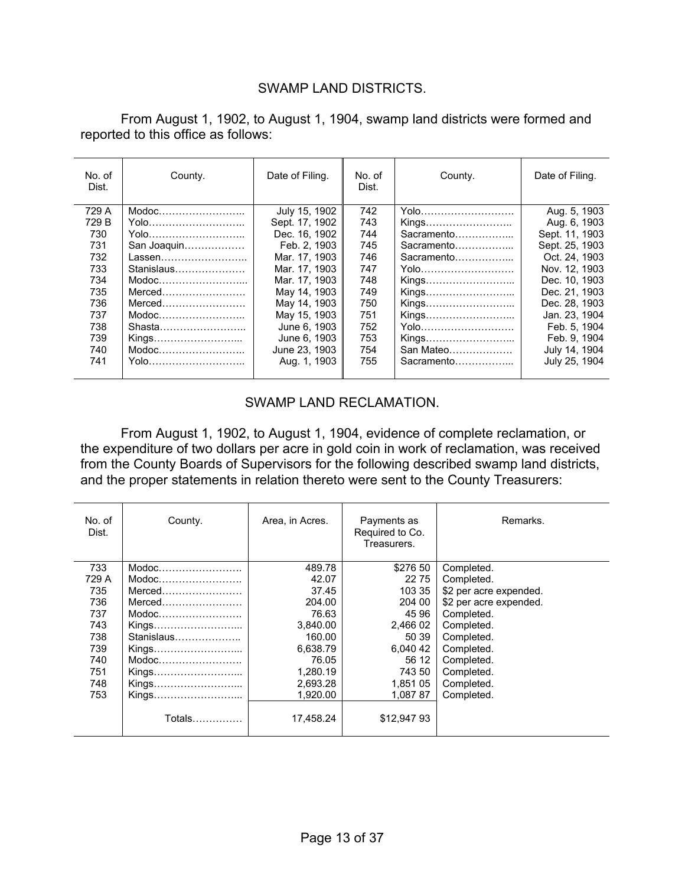## SWAMP LAND DISTRICTS.

From August 1, 1902, to August 1, 1904, swamp land districts were formed and reported to this office as follows:

| No. of Dist. | County. | Date of Filing. | No. of Dist. | County. | Date of Filing. |
|---|---|---|---|---|---|
| 729 A | Modoc…………………….. | July 15, 1902 | 742 | Yolo………………………. | Aug. 5, 1903 |
| 729 B | Yolo……………………….. | Sept. 17, 1902 | 743 | Kings…………………….. | Aug. 6, 1903 |
| 730 | Yolo……………………….. | Dec. 16, 1902 | 744 | Sacramento……………... | Sept. 11, 1903 |
| 731 | San Joaquin……………… | Feb. 2, 1903 | 745 | Sacramento……………... | Sept. 25, 1903 |
| 732 | Lassen…………………….. | Mar. 17, 1903 | 746 | Sacramento……………... | Oct. 24, 1903 |
| 733 | Stanislaus………………… | Mar. 17, 1903 | 747 | Yolo………………………. | Nov. 12, 1903 |
| 734 | Modoc……………………... | Mar. 17, 1903 | 748 | Kings……………………... | Dec. 10, 1903 |
| 735 | Merced……………………. | May 14, 1903 | 749 | Kings……………………... | Dec. 21, 1903 |
| 736 | Merced……………………. | May 14, 1903 | 750 | Kings……………………... | Dec. 28, 1903 |
| 737 | Modoc…………………….. | May 15, 1903 | 751 | Kings……………………... | Jan. 23, 1904 |
| 738 | Shasta…………………….. | June 6, 1903 | 752 | Yolo………………………. | Feb. 5, 1904 |
| 739 | Kings……………………... | June 6, 1903 | 753 | Kings……………………... | Feb. 9, 1904 |
| 740 | Modoc…………………….. | June 23, 1903 | 754 | San Mateo………………. | July 14, 1904 |
| 741 | Yolo……………………….. | Aug. 1, 1903 | 755 | Sacramento……………... | July 25, 1904 |

## SWAMP LAND RECLAMATION.

From August 1, 1902, to August 1, 1904, evidence of complete reclamation, or the expenditure of two dollars per acre in gold coin in work of reclamation, was received from the County Boards of Supervisors for the following described swamp land districts, and the proper statements in relation thereto were sent to the County Treasurers:

| No. of Dist. | County. | Area, in Acres. | Payments as Required to Co. Treasurers. | Remarks. |
|---|---|---|---|---|
| 733 | Modoc……………………. | 489.78 | $276 50 | Completed. |
| 729 A | Modoc……………………. | 42.07 | 22 75 | Completed. |
| 735 | Merced…………………… | 37.45 | 103 35 | $2 per acre expended. |
| 736 | Merced…………………… | 204.00 | 204 00 | $2 per acre expended. |
| 737 | Modoc……………………. | 76.63 | 45 96 | Completed. |
| 743 | Kings……………………... | 3,840.00 | 2,466 02 | Completed. |
| 738 | Stanislaus……………….. | 160.00 | 50 39 | Completed. |
| 739 | Kings……………………... | 6,638.79 | 6,040 42 | Completed. |
| 740 | Modoc……………………. | 76.05 | 56 12 | Completed. |
| 751 | Kings……………………... | 1,280.19 | 743 50 | Completed. |
| 748 | Kings……………………... | 2,693.28 | 1,851 05 | Completed. |
| 753 | Kings……………………... | 1,920.00 | 1,087 87 | Completed. |
| | Totals…………… | 17,458.24 | $12,947 93 | |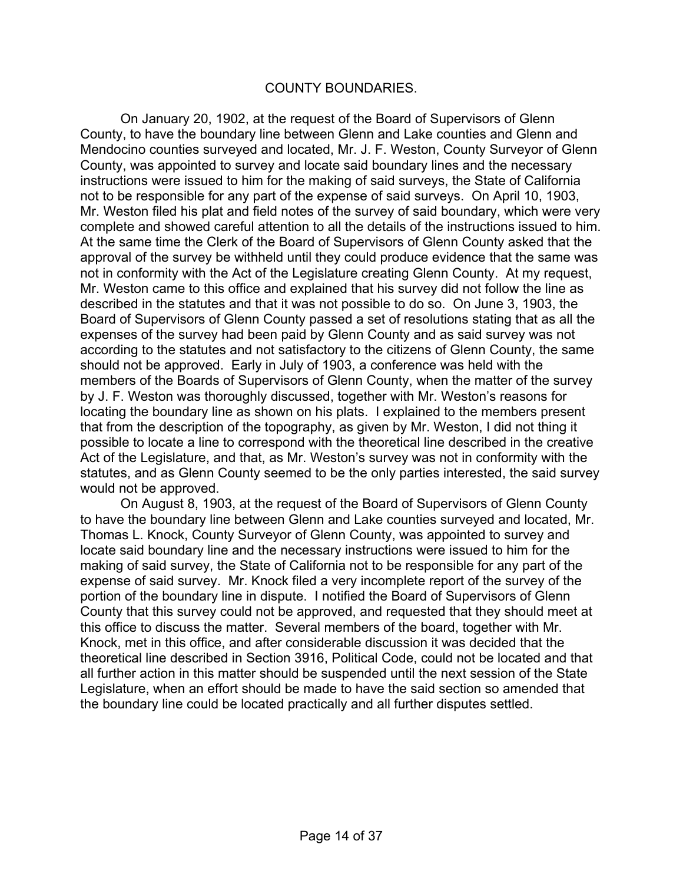## COUNTY BOUNDARIES.

On January 20, 1902, at the request of the Board of Supervisors of Glenn County, to have the boundary line between Glenn and Lake counties and Glenn and Mendocino counties surveyed and located, Mr. J. F. Weston, County Surveyor of Glenn County, was appointed to survey and locate said boundary lines and the necessary instructions were issued to him for the making of said surveys, the State of California not to be responsible for any part of the expense of said surveys. On April 10, 1903, Mr. Weston filed his plat and field notes of the survey of said boundary, which were very complete and showed careful attention to all the details of the instructions issued to him. At the same time the Clerk of the Board of Supervisors of Glenn County asked that the approval of the survey be withheld until they could produce evidence that the same was not in conformity with the Act of the Legislature creating Glenn County. At my request, Mr. Weston came to this office and explained that his survey did not follow the line as described in the statutes and that it was not possible to do so. On June 3, 1903, the Board of Supervisors of Glenn County passed a set of resolutions stating that as all the expenses of the survey had been paid by Glenn County and as said survey was not according to the statutes and not satisfactory to the citizens of Glenn County, the same should not be approved. Early in July of 1903, a conference was held with the members of the Boards of Supervisors of Glenn County, when the matter of the survey by J. F. Weston was thoroughly discussed, together with Mr. Weston's reasons for locating the boundary line as shown on his plats. I explained to the members present that from the description of the topography, as given by Mr. Weston, I did not thing it possible to locate a line to correspond with the theoretical line described in the creative Act of the Legislature, and that, as Mr. Weston's survey was not in conformity with the statutes, and as Glenn County seemed to be the only parties interested, the said survey would not be approved.

On August 8, 1903, at the request of the Board of Supervisors of Glenn County to have the boundary line between Glenn and Lake counties surveyed and located, Mr. Thomas L. Knock, County Surveyor of Glenn County, was appointed to survey and locate said boundary line and the necessary instructions were issued to him for the making of said survey, the State of California not to be responsible for any part of the expense of said survey. Mr. Knock filed a very incomplete report of the survey of the portion of the boundary line in dispute. I notified the Board of Supervisors of Glenn County that this survey could not be approved, and requested that they should meet at this office to discuss the matter. Several members of the board, together with Mr. Knock, met in this office, and after considerable discussion it was decided that the theoretical line described in Section 3916, Political Code, could not be located and that all further action in this matter should be suspended until the next session of the State Legislature, when an effort should be made to have the said section so amended that the boundary line could be located practically and all further disputes settled.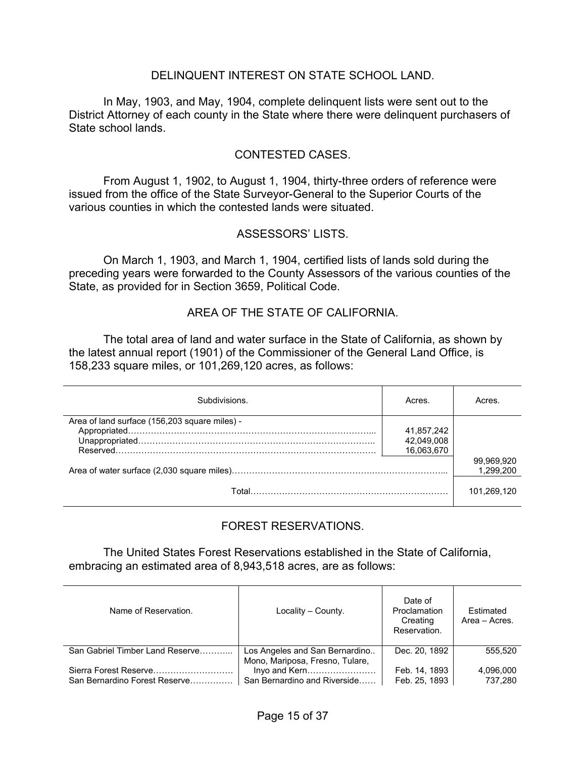## DELINQUENT INTEREST ON STATE SCHOOL LAND.

In May, 1903, and May, 1904, complete delinquent lists were sent out to the District Attorney of each county in the State where there were delinquent purchasers of State school lands.

## CONTESTED CASES.

From August 1, 1902, to August 1, 1904, thirty-three orders of reference were issued from the office of the State Surveyor-General to the Superior Courts of the various counties in which the contested lands were situated.

## ASSESSORS' LISTS.

On March 1, 1903, and March 1, 1904, certified lists of lands sold during the preceding years were forwarded to the County Assessors of the various counties of the State, as provided for in Section 3659, Political Code.

## AREA OF THE STATE OF CALIFORNIA.

The total area of land and water surface in the State of California, as shown by the latest annual report (1901) of the Commissioner of the General Land Office, is 158,233 square miles, or 101,269,120 acres, as follows:

| Subdivisions. | Acres. | Acres. |
|---|---|---|
| Area of land surface (156,203 square miles) - | | |
| Appropriated | 41,857,242 | |
| Unappropriated | 42,049,008 | |
| Reserved | 16,063,670 | |
| | | 99,969,920 |
| Area of water surface (2,030 square miles) | | 1,299,200 |
| Total | | 101,269,120 |

## FOREST RESERVATIONS.

The United States Forest Reservations established in the State of California, embracing an estimated area of 8,943,518 acres, are as follows:

| Name of Reservation. | Locality – County. | Date of Proclamation Creating Reservation. | Estimated Area – Acres. |
|---|---|---|---|
| San Gabriel Timber Land Reserve | Los Angeles and San Bernardino | Dec. 20, 1892 | 555,520 |
| Sierra Forest Reserve | Mono, Mariposa, Fresno, Tulare, Inyo and Kern | Feb. 14, 1893 | 4,096,000 |
| San Bernardino Forest Reserve | San Bernardino and Riverside | Feb. 25, 1893 | 737,280 |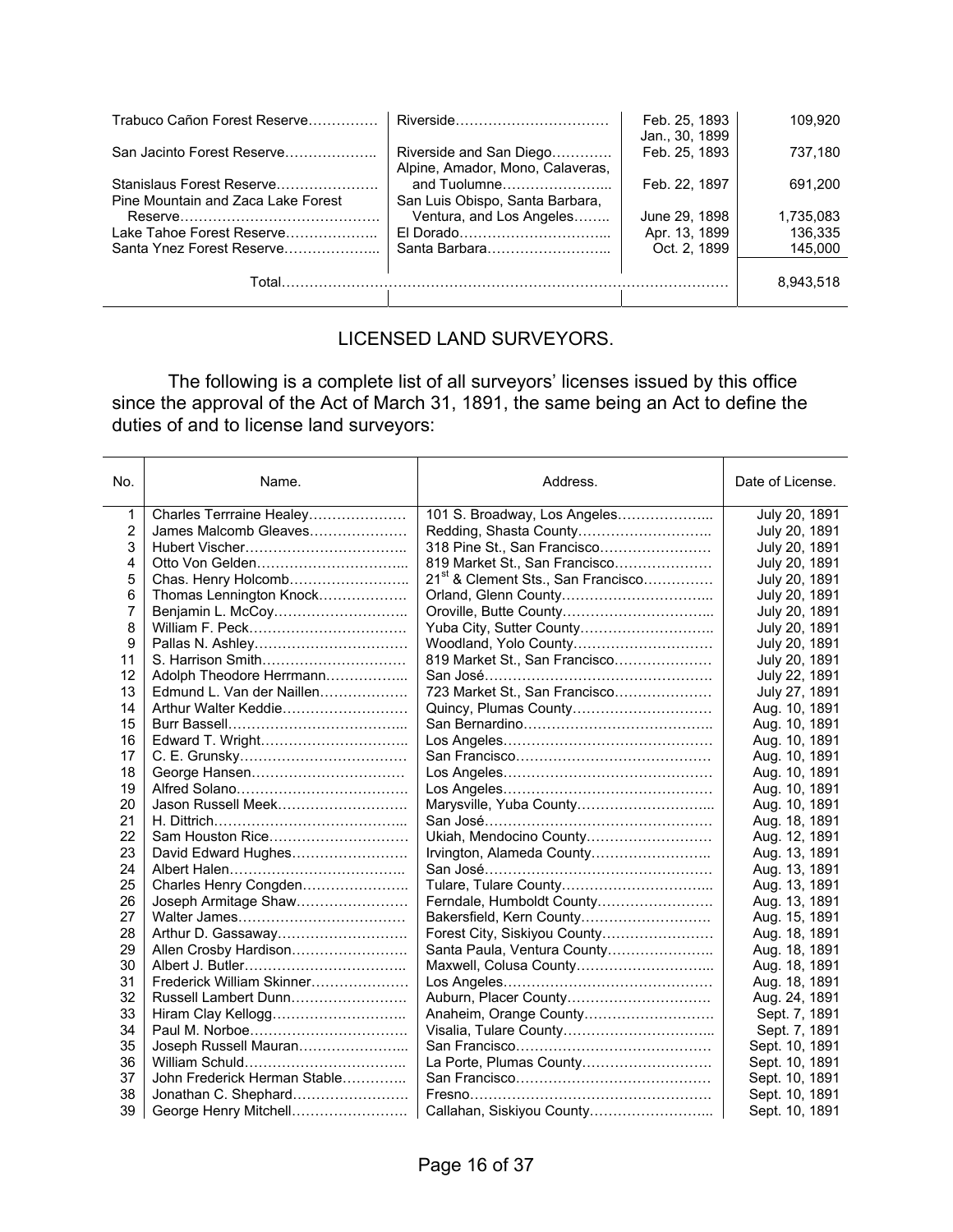| | | | |
|---|---|---|---|
| Trabuco Cañon Forest Reserve…………… | Riverside…………………………… | Feb. 25, 1893<br>Jan., 30, 1899 | 109,920 |
| San Jacinto Forest Reserve……………….. | Riverside and San Diego…………. | Feb. 25, 1893 | 737,180 |
| Stanislaus Forest Reserve…………………. | Alpine, Amador, Mono, Calaveras, and Tuolumne………………….. | Feb. 22, 1897 | 691,200 |
| Pine Mountain and Zaca Lake Forest Reserve……………………………………. | San Luis Obispo, Santa Barbara, Ventura, and Los Angeles…….. | June 29, 1898 | 1,735,083 |
| Lake Tahoe Forest Reserve……………….. | El Dorado…………………………... | Apr. 13, 1899 | 136,335 |
| Santa Ynez Forest Reserve………………... | Santa Barbara……………………... | Oct. 2, 1899 | 145,000 |
| Total………………………………………………………………………………… | | | 8,943,518 |

## LICENSED LAND SURVEYORS.

The following is a complete list of all surveyors' licenses issued by this office since the approval of the Act of March 31, 1891, the same being an Act to define the duties of and to license land surveyors:

| No. | Name. | Address. | Date of License. |
|---|---|---|---|
| 1 | Charles Terrraine Healey………………… | 101 S. Broadway, Los Angeles………………... | July 20, 1891 |
| 2 | James Malcomb Gleaves………………… | Redding, Shasta County……………………….. | July 20, 1891 |
| 3 | Hubert Vischer…………………………….. | 318 Pine St., San Francisco…………………… | July 20, 1891 |
| 4 | Otto Von Gelden…………………………... | 819 Market St., San Francisco………………… | July 20, 1891 |
| 5 | Chas. Henry Holcomb…………………….. | 21st & Clement Sts., San Francisco………….. | July 20, 1891 |
| 6 | Thomas Lennington Knock……………… | Orland, Glenn County…………………………... | July 20, 1891 |
| 7 | Benjamin L. McCoy……………………….. | Oroville, Butte County…………………………... | July 20, 1891 |
| 8 | William F. Peck……………………………. | Yuba City, Sutter County……………………….. | July 20, 1891 |
| 9 | Pallas N. Ashley…………………………… | Woodland, Yolo County………………………… | July 20, 1891 |
| 11 | S. Harrison Smith…………………………. | 819 Market St., San Francisco………………… | July 20, 1891 |
| 12 | Adolph Theodore Herrmann……………... | San José………………………………………… | July 22, 1891 |
| 13 | Edmund L. Van der Naillen……………… | 723 Market St., San Francisco………………… | July 27, 1891 |
| 14 | Arthur Walter Keddie……………………… | Quincy, Plumas County………………………… | Aug. 10, 1891 |
| 15 | Burr Bassell………………………………... | San Bernardino………………………………….. | Aug. 10, 1891 |
| 16 | Edward T. Wright………………………….. | Los Angeles……………………………………… | Aug. 10, 1891 |
| 17 | C. E. Grunsky……………………………… | San Francisco…………………………………… | Aug. 10, 1891 |
| 18 | George Hansen…………………………… | Los Angeles……………………………………… | Aug. 10, 1891 |
| 19 | Alfred Solano………………………………. | Los Angeles……………………………………… | Aug. 10, 1891 |
| 20 | Jason Russell Meek……………………… | Marysville, Yuba County………………………... | Aug. 10, 1891 |
| 21 | H. Dittrich…………………………………... | San José………………………………………… | Aug. 18, 1891 |
| 22 | Sam Houston Rice………………………… | Ukiah, Mendocino County……………………… | Aug. 12, 1891 |
| 23 | David Edward Hughes……………………. | Irvington, Alameda County…………………….. | Aug. 13, 1891 |
| 24 | Albert Halen……………………………….. | San José………………………………………… | Aug. 13, 1891 |
| 25 | Charles Henry Congden………………….. | Tulare, Tulare County…………………………... | Aug. 13, 1891 |
| 26 | Joseph Armitage Shaw…………………… | Ferndale, Humboldt County……………………. | Aug. 13, 1891 |
| 27 | Walter James………………………………. | Bakersfield, Kern County………………………. | Aug. 15, 1891 |
| 28 | Arthur D. Gassaway………………………. | Forest City, Siskiyou County…………………… | Aug. 18, 1891 |
| 29 | Allen Crosby Hardison……………………. | Santa Paula, Ventura County………………….. | Aug. 18, 1891 |
| 30 | Albert J. Butler……………………………... | Maxwell, Colusa County………………………... | Aug. 18, 1891 |
| 31 | Frederick William Skinner………………… | Los Angeles……………………………………… | Aug. 18, 1891 |
| 32 | Russell Lambert Dunn……………………. | Auburn, Placer County…………………………. | Aug. 24, 1891 |
| 33 | Hiram Clay Kellogg……………………….. | Anaheim, Orange County……………………… | Sept. 7, 1891 |
| 34 | Paul M. Norboe……………………………. | Visalia, Tulare County…………………………... | Sept. 7, 1891 |
| 35 | Joseph Russell Mauran…………………... | San Francisco…………………………………… | Sept. 10, 1891 |
| 36 | William Schuld…………………………….. | La Porte, Plumas County………………………. | Sept. 10, 1891 |
| 37 | John Frederick Herman Stable…………. | San Francisco…………………………………… | Sept. 10, 1891 |
| 38 | Jonathan C. Shephard……………………. | Fresno……………………………………………. | Sept. 10, 1891 |
| 39 | George Henry Mitchell……………………. | Callahan, Siskiyou County…………………….. | Sept. 10, 1891 |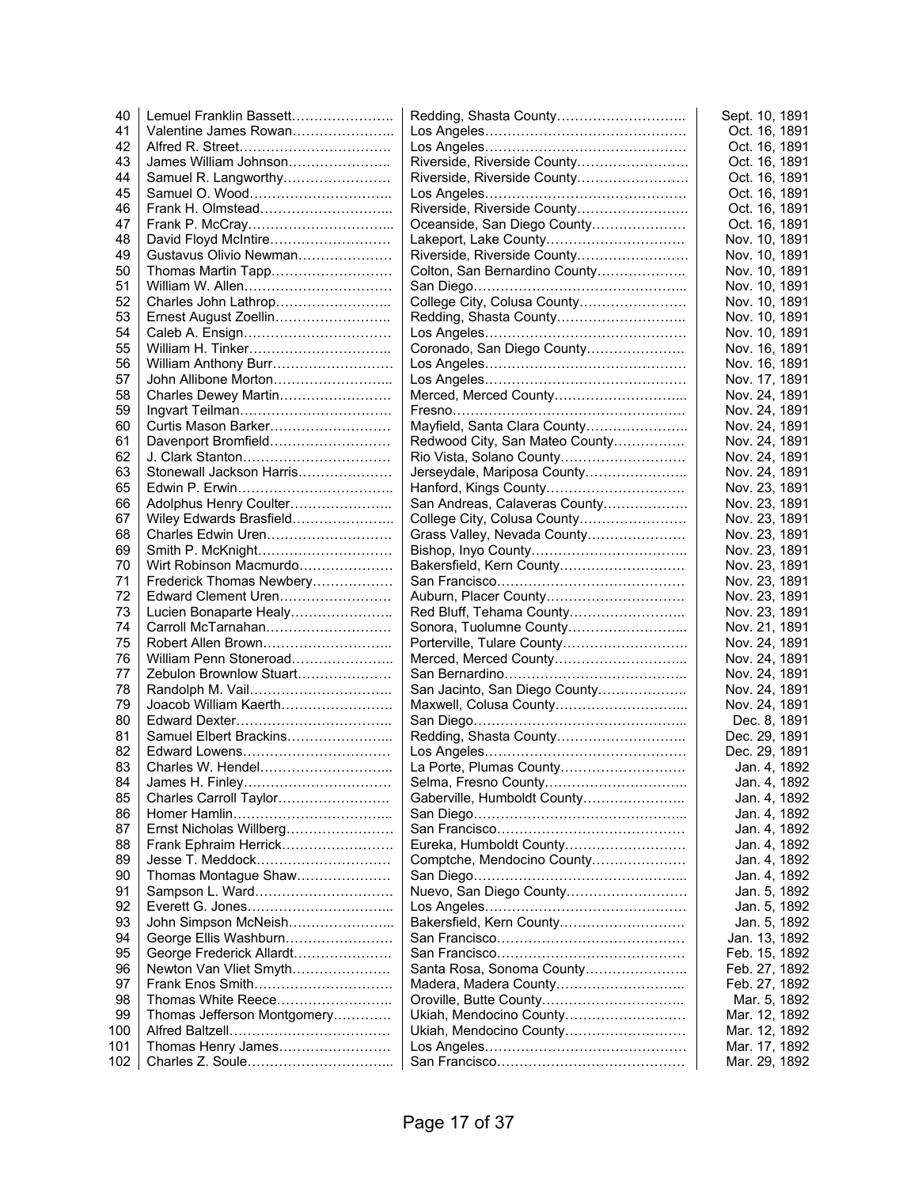| | | | |
|---|---|---|---|
| 40 | Lemuel Franklin Bassett…………………. | Redding, Shasta County……………………….. | Sept. 10, 1891 |
| 41 | Valentine James Rowan………………….. | Los Angeles……………………………………… | Oct. 16, 1891 |
| 42 | Alfred R. Street……………………………. | Los Angeles……………………………………… | Oct. 16, 1891 |
| 43 | James William Johnson………………….. | Riverside, Riverside County……………………. | Oct. 16, 1891 |
| 44 | Samuel R. Langworthy…………………… | Riverside, Riverside County……………………. | Oct. 16, 1891 |
| 45 | Samuel O. Wood………………………….. | Los Angeles……………………………………… | Oct. 16, 1891 |
| 46 | Frank H. Olmstead……………………….... | Riverside, Riverside County……………………. | Oct. 16, 1891 |
| 47 | Frank P. McCray…………………………... | Oceanside, San Diego County………………… | Oct. 16, 1891 |
| 48 | David Floyd McIntire……………………… | Lakeport, Lake County…………………………. | Nov. 10, 1891 |
| 49 | Gustavus Olivio Newman………………… | Riverside, Riverside County……………………. | Nov. 10, 1891 |
| 50 | Thomas Martin Tapp……………………… | Colton, San Bernardino County……………….. | Nov. 10, 1891 |
| 51 | William W. Allen…………………………… | San Diego………………………………………... | Nov. 10, 1891 |
| 52 | Charles John Lathrop…………………….. | College City, Colusa County…………………… | Nov. 10, 1891 |
| 53 | Ernest August Zoellin…………………….. | Redding, Shasta County……………………….. | Nov. 10, 1891 |
| 54 | Caleb A. Ensign…………………………… | Los Angeles……………………………………… | Nov. 10, 1891 |
| 55 | William H. Tinker………………………….. | Coronado, San Diego County………………… | Nov. 16, 1891 |
| 56 | William Anthony Burr……………………… | Los Angeles……………………………………… | Nov. 16, 1891 |
| 57 | John Allibone Morton……………………... | Los Angeles……………………………………… | Nov. 17, 1891 |
| 58 | Charles Dewey Martin……………………. | Merced, Merced County………………………... | Nov. 24, 1891 |
| 59 | Ingvart Teilman……………………………. | Fresno……………………………………………. | Nov. 24, 1891 |
| 60 | Curtis Mason Barker……………………… | Mayfield, Santa Clara County………………….. | Nov. 24, 1891 |
| 61 | Davenport Bromfield……………………… | Redwood City, San Mateo County……………. | Nov. 24, 1891 |
| 62 | J. Clark Stanton…………………………… | Rio Vista, Solano County………………………. | Nov. 24, 1891 |
| 63 | Stonewall Jackson Harris………………… | Jerseydale, Mariposa County………………….. | Nov. 24, 1891 |
| 65 | Edwin P. Erwin……………………………. | Hanford, Kings County…………………………. | Nov. 23, 1891 |
| 66 | Adolphus Henry Coulter………………….. | San Andreas, Calaveras County………………. | Nov. 23, 1891 |
| 67 | Wiley Edwards Brasfield………………….. | College City, Colusa County…………………… | Nov. 23, 1891 |
| 68 | Charles Edwin Uren………………………. | Grass Valley, Nevada County…………………. | Nov. 23, 1891 |
| 69 | Smith P. McKnight………………………… | Bishop, Inyo County……………………………. | Nov. 23, 1891 |
| 70 | Wirt Robinson Macmurdo………………… | Bakersfield, Kern County………………………. | Nov. 23, 1891 |
| 71 | Frederick Thomas Newbery……………… | San Francisco……………………………………. | Nov. 23, 1891 |
| 72 | Edward Clement Uren……………………. | Auburn, Placer County…………………………. | Nov. 23, 1891 |
| 73 | Lucien Bonaparte Healy………………….. | Red Bluff, Tehama County…………………….. | Nov. 23, 1891 |
| 74 | Carroll McTarnahan………………………. | Sonora, Tuolumne County……………………... | Nov. 21, 1891 |
| 75 | Robert Allen Brown……………………….. | Porterville, Tulare County………………………. | Nov. 24, 1891 |
| 76 | William Penn Stoneroad………………….. | Merced, Merced County………………………... | Nov. 24, 1891 |
| 77 | Zebulon Brownlow Stuart………………… | San Bernardino………………………………….. | Nov. 24, 1891 |
| 78 | Randolph M. Vail………………………….. | San Jacinto, San Diego County……………….. | Nov. 24, 1891 |
| 79 | Joacob William Kaerth……………………. | Maxwell, Colusa County………………………... | Nov. 24, 1891 |
| 80 | Edward Dexter…………………………….. | San Diego………………………………………... | Dec. 8, 1891 |
| 81 | Samuel Elbert Brackins…………………... | Redding, Shasta County……………………….. | Dec. 29, 1891 |
| 82 | Edward Lowens……………………………. | Los Angeles……………………………………… | Dec. 29, 1891 |
| 83 | Charles W. Hendel………………………... | La Porte, Plumas County………………………. | Jan. 4, 1892 |
| 84 | James H. Finley……………………………. | Selma, Fresno County………………………….. | Jan. 4, 1892 |
| 85 | Charles Carroll Taylor……………………. | Gaberville, Humboldt County………………….. | Jan. 4, 1892 |
| 86 | Homer Hamlin……………………………... | San Diego………………………………………... | Jan. 4, 1892 |
| 87 | Ernst Nicholas Willberg…………………… | San Francisco……………………………………. | Jan. 4, 1892 |
| 88 | Frank Ephraim Herrick……………………. | Eureka, Humboldt County……………………… | Jan. 4, 1892 |
| 89 | Jesse T. Meddock…………………………. | Comptche, Mendocino County………………… | Jan. 4, 1892 |
| 90 | Thomas Montague Shaw………………… | San Diego………………………………………... | Jan. 4, 1892 |
| 91 | Sampson L. Ward…………………………. | Nuevo, San Diego County……………………… | Jan. 5, 1892 |
| 92 | Everett G. Jones…………………………... | Los Angeles……………………………………… | Jan. 5, 1892 |
| 93 | John Simpson McNeish…………………... | Bakersfield, Kern County………………………. | Jan. 5, 1892 |
| 94 | George Ellis Washburn……………………. | San Francisco……………………………………. | Jan. 13, 1892 |
| 95 | George Frederick Allardt…………………. | San Francisco……………………………………. | Feb. 15, 1892 |
| 96 | Newton Van Vliet Smyth…………………. | Santa Rosa, Sonoma County………………….. | Feb. 27, 1892 |
| 97 | Frank Enos Smith…………………………. | Madera, Madera County……………………….. | Feb. 27, 1892 |
| 98 | Thomas White Reece…………………….. | Oroville, Butte County………………………….. | Mar. 5, 1892 |
| 99 | Thomas Jefferson Montgomery…………. | Ukiah, Mendocino County……………………… | Mar. 12, 1892 |
| 100 | Alfred Baltzell……………………………… | Ukiah, Mendocino County……………………… | Mar. 12, 1892 |
| 101 | Thomas Henry James……………………. | Los Angeles……………………………………… | Mar. 17, 1892 |
| 102 | Charles Z. Soule………………………….. | San Francisco……………………………………. | Mar. 29, 1892 |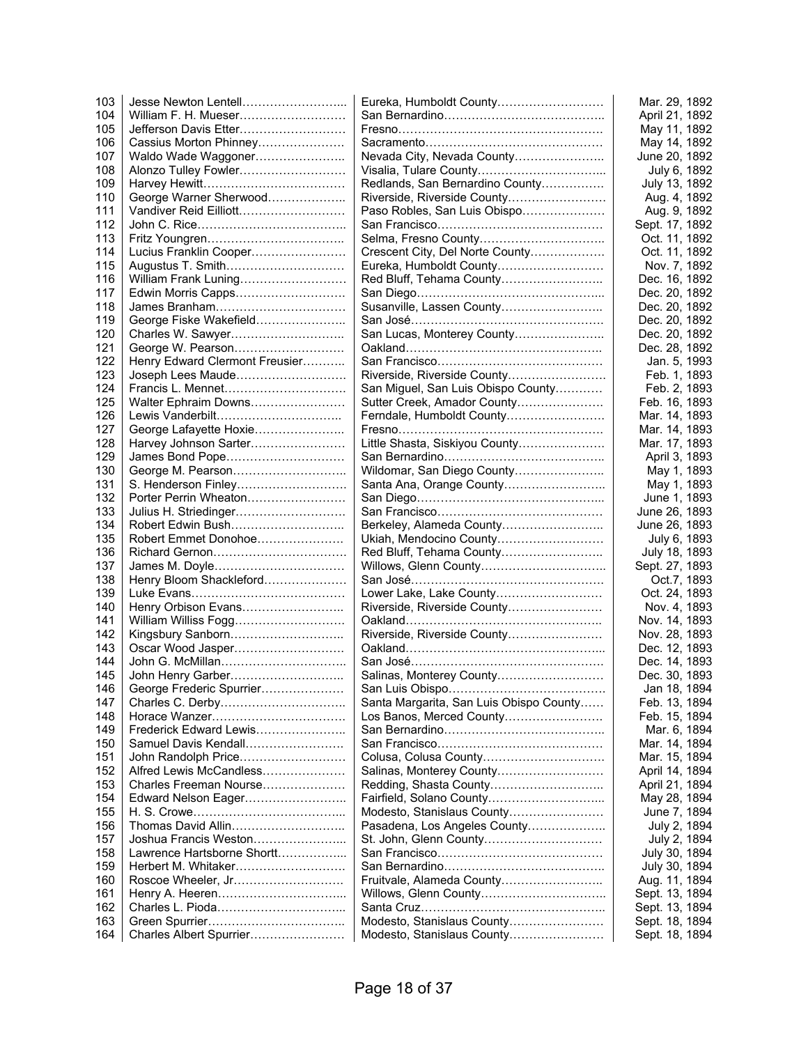| | | | |
|---|---|---|---|
| 103 | Jesse Newton Lentell | Eureka, Humboldt County | Mar. 29, 1892 |
| 104 | William F. H. Mueser | San Bernardino | April 21, 1892 |
| 105 | Jefferson Davis Etter | Fresno | May 11, 1892 |
| 106 | Cassius Morton Phinney | Sacramento | May 14, 1892 |
| 107 | Waldo Wade Waggoner | Nevada City, Nevada County | June 20, 1892 |
| 108 | Alonzo Tulley Fowler | Visalia, Tulare County | July 6, 1892 |
| 109 | Harvey Hewitt | Redlands, San Bernardino County | July 13, 1892 |
| 110 | George Warner Sherwood | Riverside, Riverside County | Aug. 4, 1892 |
| 111 | Vandiver Reid Eilliott | Paso Robles, San Luis Obispo | Aug. 9, 1892 |
| 112 | John C. Rice | San Francisco | Sept. 17, 1892 |
| 113 | Fritz Youngren | Selma, Fresno County | Oct. 11, 1892 |
| 114 | Lucius Franklin Cooper | Crescent City, Del Norte County | Oct. 11, 1892 |
| 115 | Augustus T. Smith | Eureka, Humboldt County | Nov. 7, 1892 |
| 116 | William Frank Luning | Red Bluff, Tehama County | Dec. 16, 1892 |
| 117 | Edwin Morris Capps | San Diego | Dec. 20, 1892 |
| 118 | James Branham | Susanville, Lassen County | Dec. 20, 1892 |
| 119 | George Fiske Wakefield | San José | Dec. 20, 1892 |
| 120 | Charles W. Sawyer | San Lucas, Monterey County | Dec. 20, 1892 |
| 121 | George W. Pearson | Oakland | Dec. 28, 1892 |
| 122 | Henry Edward Clermont Freusier | San Francisco | Jan. 5, 1993 |
| 123 | Joseph Lees Maude | Riverside, Riverside County | Feb. 1, 1893 |
| 124 | Francis L. Mennet | San Miguel, San Luis Obispo County | Feb. 2, 1893 |
| 125 | Walter Ephraim Downs | Sutter Creek, Amador County | Feb. 16, 1893 |
| 126 | Lewis Vanderbilt | Ferndale, Humboldt County | Mar. 14, 1893 |
| 127 | George Lafayette Hoxie | Fresno | Mar. 14, 1893 |
| 128 | Harvey Johnson Sarter | Little Shasta, Siskiyou County | Mar. 17, 1893 |
| 129 | James Bond Pope | San Bernardino | April 3, 1893 |
| 130 | George M. Pearson | Wildomar, San Diego County | May 1, 1893 |
| 131 | S. Henderson Finley | Santa Ana, Orange County | May 1, 1893 |
| 132 | Porter Perrin Wheaton | San Diego | June 1, 1893 |
| 133 | Julius H. Striedinger | San Francisco | June 26, 1893 |
| 134 | Robert Edwin Bush | Berkeley, Alameda County | June 26, 1893 |
| 135 | Robert Emmet Donohoe | Ukiah, Mendocino County | July 6, 1893 |
| 136 | Richard Gernon | Red Bluff, Tehama County | July 18, 1893 |
| 137 | James M. Doyle | Willows, Glenn County | Sept. 27, 1893 |
| 138 | Henry Bloom Shackleford | San José | Oct.7, 1893 |
| 139 | Luke Evans | Lower Lake, Lake County | Oct. 24, 1893 |
| 140 | Henry Orbison Evans | Riverside, Riverside County | Nov. 4, 1893 |
| 141 | William Williss Fogg | Oakland | Nov. 14, 1893 |
| 142 | Kingsbury Sanborn | Riverside, Riverside County | Nov. 28, 1893 |
| 143 | Oscar Wood Jasper | Oakland | Dec. 12, 1893 |
| 144 | John G. McMillan | San José | Dec. 14, 1893 |
| 145 | John Henry Garber | Salinas, Monterey County | Dec. 30, 1893 |
| 146 | George Frederic Spurrier | San Luis Obispo | Jan 18, 1894 |
| 147 | Charles C. Derby | Santa Margarita, San Luis Obispo County | Feb. 13, 1894 |
| 148 | Horace Wanzer | Los Banos, Merced County | Feb. 15, 1894 |
| 149 | Frederick Edward Lewis | San Bernardino | Mar. 6, 1894 |
| 150 | Samuel Davis Kendall | San Francisco | Mar. 14, 1894 |
| 151 | John Randolph Price | Colusa, Colusa County | Mar. 15, 1894 |
| 152 | Alfred Lewis McCandless | Salinas, Monterey County | April 14, 1894 |
| 153 | Charles Freeman Nourse | Redding, Shasta County | April 21, 1894 |
| 154 | Edward Nelson Eager | Fairfield, Solano County | May 28, 1894 |
| 155 | H. S. Crowe | Modesto, Stanislaus County | June 7, 1894 |
| 156 | Thomas David Allin | Pasadena, Los Angeles County | July 2, 1894 |
| 157 | Joshua Francis Weston | St. John, Glenn County | July 2, 1894 |
| 158 | Lawrence Hartsborne Shortt | San Francisco | July 30, 1894 |
| 159 | Herbert M. Whitaker | San Bernardino | July 30, 1894 |
| 160 | Roscoe Wheeler, Jr | Fruitvale, Alameda County | Aug. 11, 1894 |
| 161 | Henry A. Heeren | Willows, Glenn County | Sept. 13, 1894 |
| 162 | Charles L. Pioda | Santa Cruz | Sept. 13, 1894 |
| 163 | Green Spurrier | Modesto, Stanislaus County | Sept. 18, 1894 |
| 164 | Charles Albert Spurrier | Modesto, Stanislaus County | Sept. 18, 1894 |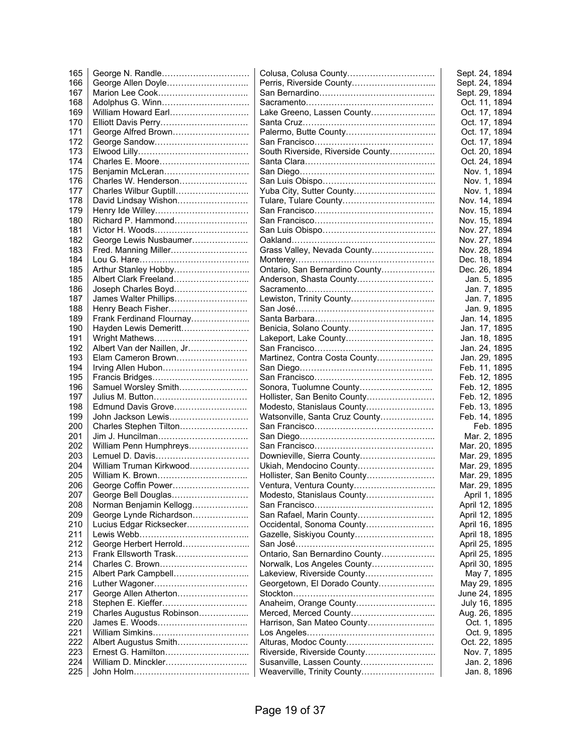| | | | |
|---|---|---|---|
| 165 | George N. Randle | Colusa, Colusa County | Sept. 24, 1894 |
| 166 | George Allen Doyle | Perris, Riverside County | Sept. 24, 1894 |
| 167 | Marion Lee Cook | San Bernardino | Sept. 29, 1894 |
| 168 | Adolphus G. Winn | Sacramento | Oct. 11, 1894 |
| 169 | William Howard Earl | Lake Greeno, Lassen County | Oct. 17, 1894 |
| 170 | Elliott Davis Perry | Santa Cruz | Oct. 17, 1894 |
| 171 | George Alfred Brown | Palermo, Butte County | Oct. 17, 1894 |
| 172 | George Sandow | San Francisco | Oct. 17, 1894 |
| 173 | Elwood Lilly | South Riverside, Riverside County | Oct. 20, 1894 |
| 174 | Charles E. Moore | Santa Clara | Oct. 24, 1894 |
| 175 | Benjamin McLeran | San Diego | Nov. 1, 1894 |
| 176 | Charles W. Henderson | San Luis Obispo | Nov. 1, 1894 |
| 177 | Charles Wilbur Guptill | Yuba City, Sutter County | Nov. 1, 1894 |
| 178 | David Lindsay Wishon | Tulare, Tulare County | Nov. 14, 1894 |
| 179 | Henry Ide Willey | San Francisco | Nov. 15, 1894 |
| 180 | Richard P. Hammond | San Francisco | Nov. 15, 1894 |
| 181 | Victor H. Woods | San Luis Obispo | Nov. 27, 1894 |
| 182 | George Lewis Nusbaumer | Oakland | Nov. 27, 1894 |
| 183 | Fred. Manning Miller | Grass Valley, Nevada County | Nov. 28, 1894 |
| 184 | Lou G. Hare | Monterey | Dec. 18, 1894 |
| 185 | Arthur Stanley Hobby | Ontario, San Bernardino County | Dec. 26, 1894 |
| 185 | Albert Clark Freeland | Anderson, Shasta County | Jan. 5, 1895 |
| 186 | Joseph Charles Boyd | Sacramento | Jan. 7, 1895 |
| 187 | James Walter Phillips | Lewiston, Trinity County | Jan. 7, 1895 |
| 188 | Henry Beach Fisher | San José | Jan. 9, 1895 |
| 189 | Frank Ferdinand Flournay | Santa Barbara | Jan. 14, 1895 |
| 190 | Hayden Lewis Demeritt | Benicia, Solano County | Jan. 17, 1895 |
| 191 | Wright Mathews | Lakeport, Lake County | Jan. 18, 1895 |
| 192 | Albert Van der Naillen, Jr | San Francisco | Jan. 24, 1895 |
| 193 | Elam Cameron Brown | Martinez, Contra Costa County | Jan. 29, 1895 |
| 194 | Irving Allen Hubon | San Diego | Feb. 11, 1895 |
| 195 | Francis Bridges | San Francisco | Feb. 12, 1895 |
| 196 | Samuel Worsley Smith | Sonora, Tuolumne County | Feb. 12, 1895 |
| 197 | Julius M. Button | Hollister, San Benito County | Feb. 12, 1895 |
| 198 | Edmund Davis Grove | Modesto, Stanislaus County | Feb. 13, 1895 |
| 199 | John Jackson Lewis | Watsonville, Santa Cruz County | Feb. 14, 1895 |
| 200 | Charles Stephen Tilton | San Francisco | Feb. 1895 |
| 201 | Jim J. Huncilman | San Diego | Mar. 2, 1895 |
| 202 | William Penn Humphreys | San Francisco | Mar. 20, 1895 |
| 203 | Lemuel D. Davis | Downieville, Sierra County | Mar. 29, 1895 |
| 204 | William Truman Kirkwood | Ukiah, Mendocino County | Mar. 29, 1895 |
| 205 | William K. Brown | Hollister, San Benito County | Mar. 29, 1895 |
| 206 | George Coffin Power | Ventura, Ventura County | Mar. 29, 1895 |
| 207 | George Bell Douglas | Modesto, Stanislaus County | April 1, 1895 |
| 208 | Norman Benjamin Kellogg | San Francisco | April 12, 1895 |
| 209 | George Lynde Richardson | San Rafael, Marin County | April 12, 1895 |
| 210 | Lucius Edgar Ricksecker | Occidental, Sonoma County | April 16, 1895 |
| 211 | Lewis Webb | Gazelle, Siskiyou County | April 18, 1895 |
| 212 | George Herbert Herrold | San José | April 25, 1895 |
| 213 | Frank Ellsworth Trask | Ontario, San Bernardino County | April 25, 1895 |
| 214 | Charles C. Brown | Norwalk, Los Angeles County | April 30, 1895 |
| 215 | Albert Park Campbell | Lakeview, Riverside County | May 7, 1895 |
| 216 | Luther Wagoner | Georgetown, El Dorado County | May 29, 1895 |
| 217 | George Allen Atherton | Stockton | June 24, 1895 |
| 218 | Stephen E. Kieffer | Anaheim, Orange County | July 16, 1895 |
| 219 | Charles Augustus Robinson | Merced, Merced County | Aug. 26, 1895 |
| 220 | James E. Woods | Harrison, San Mateo County | Oct. 1, 1895 |
| 221 | William Simkins | Los Angeles | Oct. 9, 1895 |
| 222 | Albert Augustus Smith | Alturas, Modoc County | Oct. 22, 1895 |
| 223 | Ernest G. Hamilton | Riverside, Riverside County | Nov. 7, 1895 |
| 224 | William D. Minckler | Susanville, Lassen County | Jan. 2, 1896 |
| 225 | John Holm | Weaverville, Trinity County | Jan. 8, 1896 |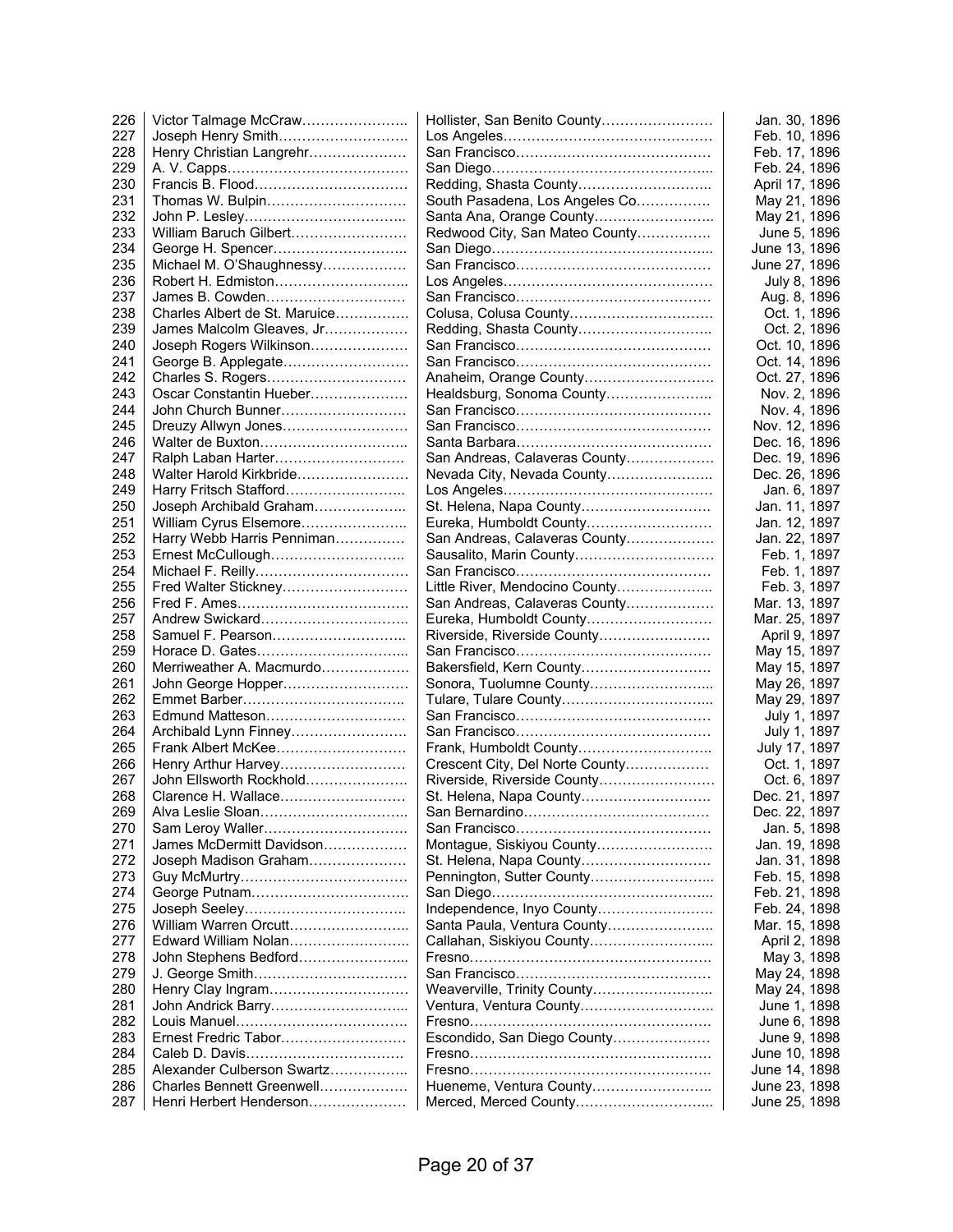| | | | |
|---|---|---|---|
| 226 | Victor Talmage McCraw | Hollister, San Benito County | Jan. 30, 1896 |
| 227 | Joseph Henry Smith | Los Angeles | Feb. 10, 1896 |
| 228 | Henry Christian Langrehr | San Francisco | Feb. 17, 1896 |
| 229 | A. V. Capps | San Diego | Feb. 24, 1896 |
| 230 | Francis B. Flood | Redding, Shasta County | April 17, 1896 |
| 231 | Thomas W. Bulpin | South Pasadena, Los Angeles Co. | May 21, 1896 |
| 232 | John P. Lesley | Santa Ana, Orange County | May 21, 1896 |
| 233 | William Baruch Gilbert | Redwood City, San Mateo County | June 5, 1896 |
| 234 | George H. Spencer | San Diego | June 13, 1896 |
| 235 | Michael M. O'Shaughnessy | San Francisco | June 27, 1896 |
| 236 | Robert H. Edmiston | Los Angeles | July 8, 1896 |
| 237 | James B. Cowden | San Francisco | Aug. 8, 1896 |
| 238 | Charles Albert de St. Maruice | Colusa, Colusa County | Oct. 1, 1896 |
| 239 | James Malcolm Gleaves, Jr | Redding, Shasta County | Oct. 2, 1896 |
| 240 | Joseph Rogers Wilkinson | San Francisco | Oct. 10, 1896 |
| 241 | George B. Applegate | San Francisco | Oct. 14, 1896 |
| 242 | Charles S. Rogers | Anaheim, Orange County | Oct. 27, 1896 |
| 243 | Oscar Constantin Hueber | Healdsburg, Sonoma County | Nov. 2, 1896 |
| 244 | John Church Bunner | San Francisco | Nov. 4, 1896 |
| 245 | Dreuzy Allwyn Jones | San Francisco | Nov. 12, 1896 |
| 246 | Walter de Buxton | Santa Barbara | Dec. 16, 1896 |
| 247 | Ralph Laban Harter | San Andreas, Calaveras County | Dec. 19, 1896 |
| 248 | Walter Harold Kirkbride | Nevada City, Nevada County | Dec. 26, 1896 |
| 249 | Harry Fritsch Stafford | Los Angeles | Jan. 6, 1897 |
| 250 | Joseph Archibald Graham | St. Helena, Napa County | Jan. 11, 1897 |
| 251 | William Cyrus Elsemore | Eureka, Humboldt County | Jan. 12, 1897 |
| 252 | Harry Webb Harris Penniman | San Andreas, Calaveras County | Jan. 22, 1897 |
| 253 | Ernest McCullough | Sausalito, Marin County | Feb. 1, 1897 |
| 254 | Michael F. Reilly | San Francisco | Feb. 1, 1897 |
| 255 | Fred Walter Stickney | Little River, Mendocino County | Feb. 3, 1897 |
| 256 | Fred F. Ames | San Andreas, Calaveras County | Mar. 13, 1897 |
| 257 | Andrew Swickard | Eureka, Humboldt County | Mar. 25, 1897 |
| 258 | Samuel F. Pearson | Riverside, Riverside County | April 9, 1897 |
| 259 | Horace D. Gates | San Francisco | May 15, 1897 |
| 260 | Merriweather A. Macmurdo | Bakersfield, Kern County | May 15, 1897 |
| 261 | John George Hopper | Sonora, Tuolumne County | May 26, 1897 |
| 262 | Emmet Barber | Tulare, Tulare County | May 29, 1897 |
| 263 | Edmund Matteson | San Francisco | July 1, 1897 |
| 264 | Archibald Lynn Finney | San Francisco | July 1, 1897 |
| 265 | Frank Albert McKee | Frank, Humboldt County | July 17, 1897 |
| 266 | Henry Arthur Harvey | Crescent City, Del Norte County | Oct. 1, 1897 |
| 267 | John Ellsworth Rockhold | Riverside, Riverside County | Oct. 6, 1897 |
| 268 | Clarence H. Wallace | St. Helena, Napa County | Dec. 21, 1897 |
| 269 | Alva Leslie Sloan | San Bernardino | Dec. 22, 1897 |
| 270 | Sam Leroy Waller | San Francisco | Jan. 5, 1898 |
| 271 | James McDermitt Davidson | Montague, Siskiyou County | Jan. 19, 1898 |
| 272 | Joseph Madison Graham | St. Helena, Napa County | Jan. 31, 1898 |
| 273 | Guy McMurtry | Pennington, Sutter County | Feb. 15, 1898 |
| 274 | George Putnam | San Diego | Feb. 21, 1898 |
| 275 | Joseph Seeley | Independence, Inyo County | Feb. 24, 1898 |
| 276 | William Warren Orcutt | Santa Paula, Ventura County | Mar. 15, 1898 |
| 277 | Edward William Nolan | Callahan, Siskiyou County | April 2, 1898 |
| 278 | John Stephens Bedford | Fresno | May 3, 1898 |
| 279 | J. George Smith | San Francisco | May 24, 1898 |
| 280 | Henry Clay Ingram | Weaverville, Trinity County | May 24, 1898 |
| 281 | John Andrick Barry | Ventura, Ventura County | June 1, 1898 |
| 282 | Louis Manuel | Fresno | June 6, 1898 |
| 283 | Ernest Fredric Tabor | Escondido, San Diego County | June 9, 1898 |
| 284 | Caleb D. Davis | Fresno | June 10, 1898 |
| 285 | Alexander Culberson Swartz | Fresno | June 14, 1898 |
| 286 | Charles Bennett Greenwell | Hueneme, Ventura County | June 23, 1898 |
| 287 | Henri Herbert Henderson | Merced, Merced County | June 25, 1898 |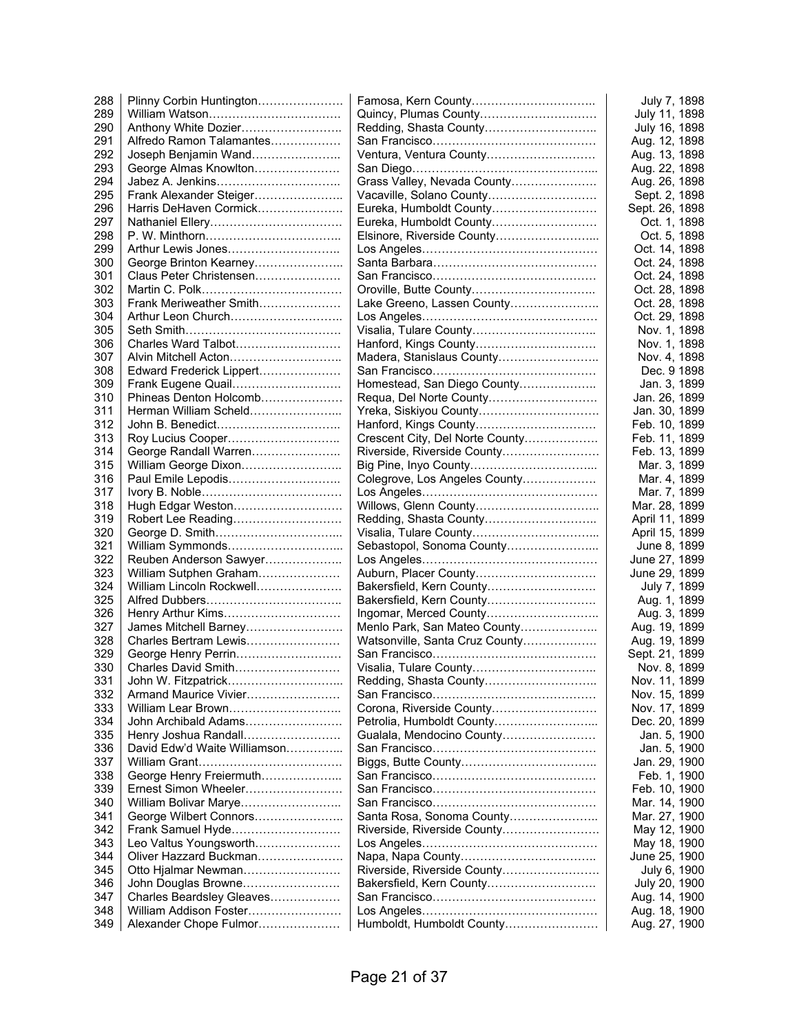| | | | |
|---|---|---|---|
| 288 | Plinny Corbin Huntington | Famosa, Kern County | July 7, 1898 |
| 289 | William Watson | Quincy, Plumas County | July 11, 1898 |
| 290 | Anthony White Dozier | Redding, Shasta County | July 16, 1898 |
| 291 | Alfredo Ramon Talamantes | San Francisco | Aug. 12, 1898 |
| 292 | Joseph Benjamin Wand | Ventura, Ventura County | Aug. 13, 1898 |
| 293 | George Almas Knowlton | San Diego | Aug. 22, 1898 |
| 294 | Jabez A. Jenkins | Grass Valley, Nevada County | Aug. 26, 1898 |
| 295 | Frank Alexander Steiger | Vacaville, Solano County | Sept. 2, 1898 |
| 296 | Harris DeHaven Cormick | Eureka, Humboldt County | Sept. 26, 1898 |
| 297 | Nathaniel Ellery | Eureka, Humboldt County | Oct. 1, 1898 |
| 298 | P. W. Minthorn | Elsinore, Riverside County | Oct. 5, 1898 |
| 299 | Arthur Lewis Jones | Los Angeles | Oct. 14, 1898 |
| 300 | George Brinton Kearney | Santa Barbara | Oct. 24, 1898 |
| 301 | Claus Peter Christensen | San Francisco | Oct. 24, 1898 |
| 302 | Martin C. Polk | Oroville, Butte County | Oct. 28, 1898 |
| 303 | Frank Meriweather Smith | Lake Greeno, Lassen County | Oct. 28, 1898 |
| 304 | Arthur Leon Church | Los Angeles | Oct. 29, 1898 |
| 305 | Seth Smith | Visalia, Tulare County | Nov. 1, 1898 |
| 306 | Charles Ward Talbot | Hanford, Kings County | Nov. 1, 1898 |
| 307 | Alvin Mitchell Acton | Madera, Stanislaus County | Nov. 4, 1898 |
| 308 | Edward Frederick Lippert | San Francisco | Dec. 9 1898 |
| 309 | Frank Eugene Quail | Homestead, San Diego County | Jan. 3, 1899 |
| 310 | Phineas Denton Holcomb | Requa, Del Norte County | Jan. 26, 1899 |
| 311 | Herman William Scheld | Yreka, Siskiyou County | Jan. 30, 1899 |
| 312 | John B. Benedict | Hanford, Kings County | Feb. 10, 1899 |
| 313 | Roy Lucius Cooper | Crescent City, Del Norte County | Feb. 11, 1899 |
| 314 | George Randall Warren | Riverside, Riverside County | Feb. 13, 1899 |
| 315 | William George Dixon | Big Pine, Inyo County | Mar. 3, 1899 |
| 316 | Paul Emile Lepodis | Colegrove, Los Angeles County | Mar. 4, 1899 |
| 317 | Ivory B. Noble | Los Angeles | Mar. 7, 1899 |
| 318 | Hugh Edgar Weston | Willows, Glenn County | Mar. 28, 1899 |
| 319 | Robert Lee Reading | Redding, Shasta County | April 11, 1899 |
| 320 | George D. Smith | Visalia, Tulare County | April 15, 1899 |
| 321 | William Symmonds | Sebastopol, Sonoma County | June 8, 1899 |
| 322 | Reuben Anderson Sawyer | Los Angeles | June 27, 1899 |
| 323 | William Sutphen Graham | Auburn, Placer County | June 29, 1899 |
| 324 | William Lincoln Rockwell | Bakersfield, Kern County | July 7, 1899 |
| 325 | Alfred Dubbers | Bakersfield, Kern County | Aug. 1, 1899 |
| 326 | Henry Arthur Kims | Ingomar, Merced County | Aug. 3, 1899 |
| 327 | James Mitchell Barney | Menlo Park, San Mateo County | Aug. 19, 1899 |
| 328 | Charles Bertram Lewis | Watsonville, Santa Cruz County | Aug. 19, 1899 |
| 329 | George Henry Perrin | San Francisco | Sept. 21, 1899 |
| 330 | Charles David Smith | Visalia, Tulare County | Nov. 8, 1899 |
| 331 | John W. Fitzpatrick | Redding, Shasta County | Nov. 11, 1899 |
| 332 | Armand Maurice Vivier | San Francisco | Nov. 15, 1899 |
| 333 | William Lear Brown | Corona, Riverside County | Nov. 17, 1899 |
| 334 | John Archibald Adams | Petrolia, Humboldt County | Dec. 20, 1899 |
| 335 | Henry Joshua Randall | Gualala, Mendocino County | Jan. 5, 1900 |
| 336 | David Edw'd Waite Williamson | San Francisco | Jan. 5, 1900 |
| 337 | William Grant | Biggs, Butte County | Jan. 29, 1900 |
| 338 | George Henry Freiermuth | San Francisco | Feb. 1, 1900 |
| 339 | Ernest Simon Wheeler | San Francisco | Feb. 10, 1900 |
| 340 | William Bolivar Marye | San Francisco | Mar. 14, 1900 |
| 341 | George Wilbert Connors | Santa Rosa, Sonoma County | Mar. 27, 1900 |
| 342 | Frank Samuel Hyde | Riverside, Riverside County | May 12, 1900 |
| 343 | Leo Valtus Youngsworth | Los Angeles | May 18, 1900 |
| 344 | Oliver Hazzard Buckman | Napa, Napa County | June 25, 1900 |
| 345 | Otto Hjalmar Newman | Riverside, Riverside County | July 6, 1900 |
| 346 | John Douglas Browne | Bakersfield, Kern County | July 20, 1900 |
| 347 | Charles Beardsley Gleaves | San Francisco | Aug. 14, 1900 |
| 348 | William Addison Foster | Los Angeles | Aug. 18, 1900 |
| 349 | Alexander Chope Fulmor | Humboldt, Humboldt County | Aug. 27, 1900 |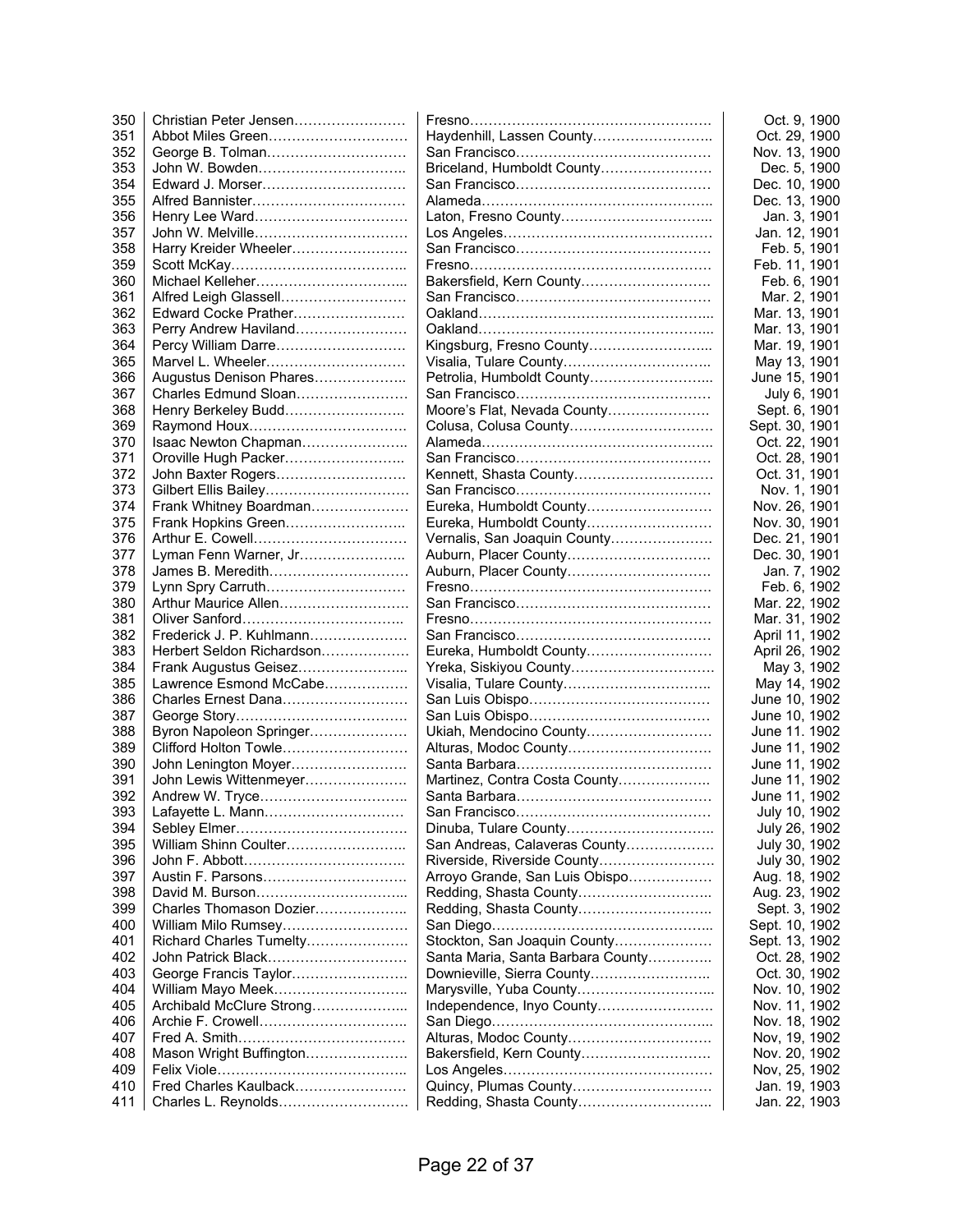| | | | |
|---|---|---|---|
| 350 | Christian Peter Jensen…………………… | Fresno…………………………………………… | Oct. 9, 1900 |
| 351 | Abbot Miles Green………………………… | Haydenhill, Lassen County…………………….. | Oct. 29, 1900 |
| 352 | George B. Tolman………………………… | San Francisco…………………………………… | Nov. 13, 1900 |
| 353 | John W. Bowden………………………….. | Briceland, Humboldt County…………………… | Dec. 5, 1900 |
| 354 | Edward J. Morser………………………… | San Francisco…………………………………… | Dec. 10, 1900 |
| 355 | Alfred Bannister…………………………… | Alameda………………………………………….. | Dec. 13, 1900 |
| 356 | Henry Lee Ward…………………………… | Laton, Fresno County…………………………... | Jan. 3, 1901 |
| 357 | John W. Melville………………………….. | Los Angeles……………………………………… | Jan. 12, 1901 |
| 358 | Harry Kreider Wheeler……………………. | San Francisco…………………………………… | Feb. 5, 1901 |
| 359 | Scott McKay……………………………….. | Fresno…………………………………………… | Feb. 11, 1901 |
| 360 | Michael Kelleher…………………………... | Bakersfield, Kern County……………………… | Feb. 6, 1901 |
| 361 | Alfred Leigh Glassell……………………… | San Francisco…………………………………… | Mar. 2, 1901 |
| 362 | Edward Cocke Prather……………………. | Oakland………………………………………….. | Mar. 13, 1901 |
| 363 | Perry Andrew Haviland…………………… | Oakland………………………………………….. | Mar. 13, 1901 |
| 364 | Percy William Darre………………………. | Kingsburg, Fresno County……………………... | Mar. 19, 1901 |
| 365 | Marvel L. Wheeler………………………… | Visalia, Tulare County………………………….. | May 13, 1901 |
| 366 | Augustus Denison Phares……………….. | Petrolia, Humboldt County……………………... | June 15, 1901 |
| 367 | Charles Edmund Sloan…………………… | San Francisco…………………………………… | July 6, 1901 |
| 368 | Henry Berkeley Budd…………………….. | Moore's Flat, Nevada County…………………. | Sept. 6, 1901 |
| 369 | Raymond Houx……………………………. | Colusa, Colusa County………………………… | Sept. 30, 1901 |
| 370 | Isaac Newton Chapman………………….. | Alameda………………………………………….. | Oct. 22, 1901 |
| 371 | Oroville Hugh Packer…………………….. | San Francisco…………………………………… | Oct. 28, 1901 |
| 372 | John Baxter Rogers………………………. | Kennett, Shasta County………………………… | Oct. 31, 1901 |
| 373 | Gilbert Ellis Bailey…………………………. | San Francisco…………………………………… | Nov. 1, 1901 |
| 374 | Frank Whitney Boardman………………… | Eureka, Humboldt County……………………… | Nov. 26, 1901 |
| 375 | Frank Hopkins Green…………………….. | Eureka, Humboldt County……………………… | Nov. 30, 1901 |
| 376 | Arthur E. Cowell…………………………… | Vernalis, San Joaquin County…………………. | Dec. 21, 1901 |
| 377 | Lyman Fenn Warner, Jr………………….. | Auburn, Placer County………………………… | Dec. 30, 1901 |
| 378 | James B. Meredith………………………… | Auburn, Placer County………………………… | Jan. 7, 1902 |
| 379 | Lynn Spry Carruth………………………… | Fresno……………………………………………. | Feb. 6, 1902 |
| 380 | Arthur Maurice Allen………………………. | San Francisco…………………………………… | Mar. 22, 1902 |
| 381 | Oliver Sanford…………………………….. | Fresno……………………………………………. | Mar. 31, 1902 |
| 382 | Frederick J. P. Kuhlmann………………… | San Francisco…………………………………… | April 11, 1902 |
| 383 | Herbert Seldon Richardson………………. | Eureka, Humboldt County……………………… | April 26, 1902 |
| 384 | Frank Augustus Geisez…………………... | Yreka, Siskiyou County…………………………. | May 3, 1902 |
| 385 | Lawrence Esmond McCabe……………… | Visalia, Tulare County………………………….. | May 14, 1902 |
| 386 | Charles Ernest Dana……………………… | San Luis Obispo………………………………… | June 10, 1902 |
| 387 | George Story………………………………. | San Luis Obispo………………………………… | June 10, 1902 |
| 388 | Byron Napoleon Springer………………… | Ukiah, Mendocino County……………………… | June 11. 1902 |
| 389 | Clifford Holton Towle……………………… | Alturas, Modoc County………………………… | June 11, 1902 |
| 390 | John Lenington Moyer……………………. | Santa Barbara…………………………………… | June 11, 1902 |
| 391 | John Lewis Wittenmeyer…………………. | Martinez, Contra Costa County………………. | June 11, 1902 |
| 392 | Andrew W. Tryce………………………….. | Santa Barbara…………………………………… | June 11, 1902 |
| 393 | Lafayette L. Mann………………………… | San Francisco…………………………………… | July 10, 1902 |
| 394 | Sebley Elmer………………………………. | Dinuba, Tulare County………………………….. | July 26, 1902 |
| 395 | William Shinn Coulter…………………….. | San Andreas, Calaveras County………………. | July 30, 1902 |
| 396 | John F. Abbott…………………………….. | Riverside, Riverside County……………………. | July 30, 1902 |
| 397 | Austin F. Parsons…………………………. | Arroyo Grande, San Luis Obispo……………… | Aug. 18, 1902 |
| 398 | David M. Burson…………………………... | Redding, Shasta County……………………….. | Aug. 23, 1902 |
| 399 | Charles Thomason Dozier……………….. | Redding, Shasta County……………………….. | Sept. 3, 1902 |
| 400 | William Milo Rumsey……………………… | San Diego………………………………………... | Sept. 10, 1902 |
| 401 | Richard Charles Tumelty…………………. | Stockton, San Joaquin County………………… | Sept. 13, 1902 |
| 402 | John Patrick Black………………………… | Santa Maria, Santa Barbara County…………. | Oct. 28, 1902 |
| 403 | George Francis Taylor……………………. | Downieville, Sierra County…………………….. | Oct. 30, 1902 |
| 404 | William Mayo Meek……………………….. | Marysville, Yuba County………………………... | Nov. 10, 1902 |
| 405 | Archibald McClure Strong………………... | Independence, Inyo County…………………… | Nov. 11, 1902 |
| 406 | Archie F. Crowell………………………….. | San Diego………………………………………... | Nov. 18, 1902 |
| 407 | Fred A. Smith……………………………… | Alturas, Modoc County………………………… | Nov, 19, 1902 |
| 408 | Mason Wright Buffington…………………. | Bakersfield, Kern County……………………… | Nov. 20, 1902 |
| 409 | Felix Viole………………………………….. | Los Angeles……………………………………… | Nov, 25, 1902 |
| 410 | Fred Charles Kaulback…………………… | Quincy, Plumas County………………………… | Jan. 19, 1903 |
| 411 | Charles L. Reynolds………………………. | Redding, Shasta County……………………….. | Jan. 22, 1903 |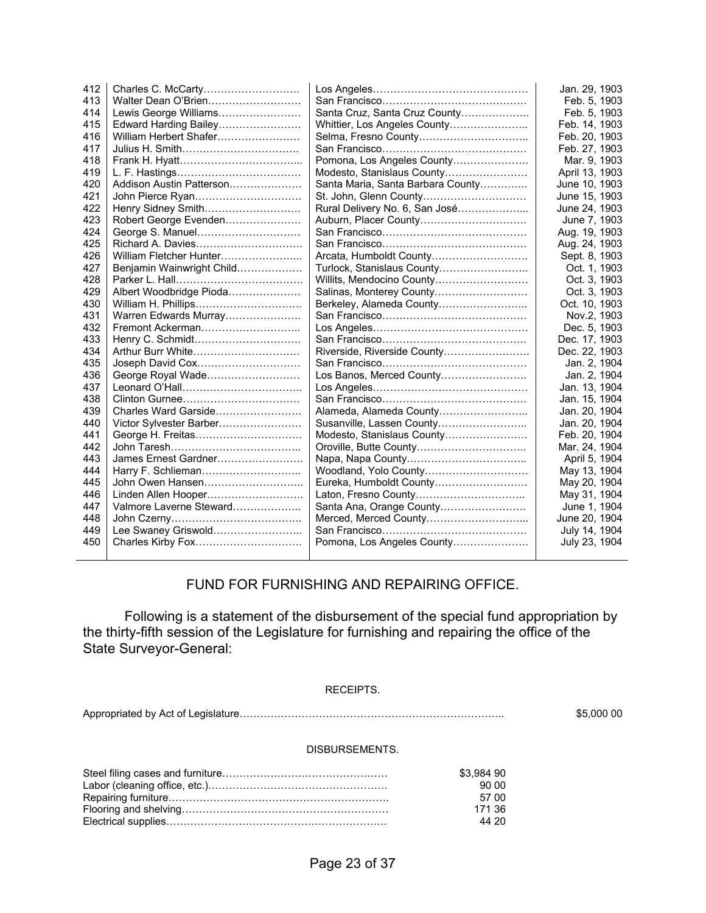| | | | |
|---|---|---|---|
| 412 | Charles C. McCarty | Los Angeles | Jan. 29, 1903 |
| 413 | Walter Dean O'Brien | San Francisco | Feb. 5, 1903 |
| 414 | Lewis George Williams | Santa Cruz, Santa Cruz County | Feb. 5, 1903 |
| 415 | Edward Harding Bailey | Whittier, Los Angeles County | Feb. 14, 1903 |
| 416 | William Herbert Shafer | Selma, Fresno County | Feb. 20, 1903 |
| 417 | Julius H. Smith | San Francisco | Feb. 27, 1903 |
| 418 | Frank H. Hyatt | Pomona, Los Angeles County | Mar. 9, 1903 |
| 419 | L. F. Hastings | Modesto, Stanislaus County | April 13, 1903 |
| 420 | Addison Austin Patterson | Santa Maria, Santa Barbara County | June 10, 1903 |
| 421 | John Pierce Ryan | St. John, Glenn County | June 15, 1903 |
| 422 | Henry Sidney Smith | Rural Delivery No. 6, San José | June 24, 1903 |
| 423 | Robert George Evenden | Auburn, Placer County | June 7, 1903 |
| 424 | George S. Manuel | San Francisco | Aug. 19, 1903 |
| 425 | Richard A. Davies | San Francisco | Aug. 24, 1903 |
| 426 | William Fletcher Hunter | Arcata, Humboldt County | Sept. 8, 1903 |
| 427 | Benjamin Wainwright Child | Turlock, Stanislaus County | Oct. 1, 1903 |
| 428 | Parker L. Hall | Willits, Mendocino County | Oct. 3, 1903 |
| 429 | Albert Woodbridge Pioda | Salinas, Monterey County | Oct. 3, 1903 |
| 430 | William H. Phillips | Berkeley, Alameda County | Oct. 10, 1903 |
| 431 | Warren Edwards Murray | San Francisco | Nov.2, 1903 |
| 432 | Fremont Ackerman | Los Angeles | Dec. 5, 1903 |
| 433 | Henry C. Schmidt | San Francisco | Dec. 17, 1903 |
| 434 | Arthur Burr White | Riverside, Riverside County | Dec. 22, 1903 |
| 435 | Joseph David Cox | San Francisco | Jan. 2, 1904 |
| 436 | George Royal Wade | Los Banos, Merced County | Jan. 2, 1904 |
| 437 | Leonard O'Hall | Los Angeles | Jan. 13, 1904 |
| 438 | Clinton Gurnee | San Francisco | Jan. 15, 1904 |
| 439 | Charles Ward Garside | Alameda, Alameda County | Jan. 20, 1904 |
| 440 | Victor Sylvester Barber | Susanville, Lassen County | Jan. 20, 1904 |
| 441 | George H. Freitas | Modesto, Stanislaus County | Feb. 20, 1904 |
| 442 | John Taresh | Oroville, Butte County | Mar. 24, 1904 |
| 443 | James Ernest Gardner | Napa, Napa County | April 5, 1904 |
| 444 | Harry F. Schlieman | Woodland, Yolo County | May 13, 1904 |
| 445 | John Owen Hansen | Eureka, Humboldt County | May 20, 1904 |
| 446 | Linden Allen Hooper | Laton, Fresno County | May 31, 1904 |
| 447 | Valmore Laverne Steward | Santa Ana, Orange County | June 1, 1904 |
| 448 | John Czerny | Merced, Merced County | June 20, 1904 |
| 449 | Lee Swaney Griswold | San Francisco | July 14, 1904 |
| 450 | Charles Kirby Fox | Pomona, Los Angeles County | July 23, 1904 |

## FUND FOR FURNISHING AND REPAIRING OFFICE.

Following is a statement of the disbursement of the special fund appropriation by the thirty-fifth session of the Legislature for furnishing and repairing the office of the State Surveyor-General:

RECEIPTS.

| | | |
|---|---|---|
| Appropriated by Act of Legislature | | $5,000 00 |

DISBURSEMENTS.

| | | |
|---|---|---|
| Steel filing cases and furniture | $3,984 90 | |
| Labor (cleaning office, etc.) | 90 00 | |
| Repairing furniture | 57 00 | |
| Flooring and shelving | 171 36 | |
| Electrical supplies | 44 20 | |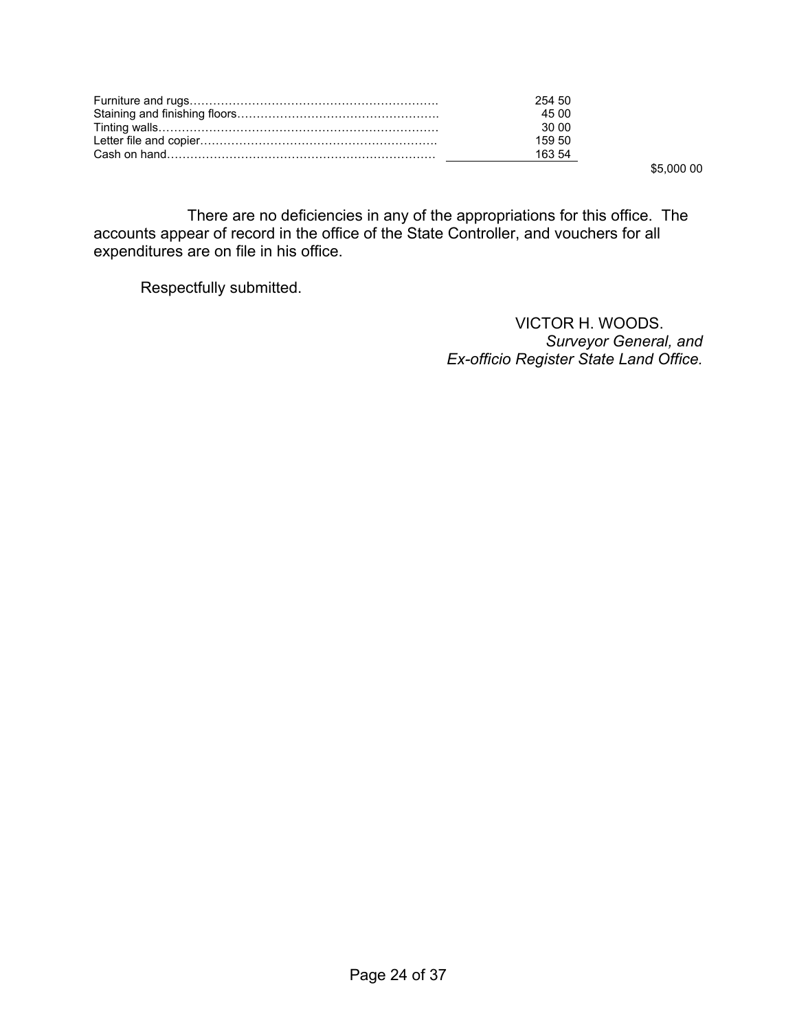| | | |
|---|---|---|
| Furniture and rugs………………………………………………………. | 254 50 | |
| Staining and finishing floors……………………………………………. | 45 00 | |
| Tinting walls……………………………………………………………… | 30 00 | |
| Letter file and copier……………………………………………………. | 159 50 | |
| Cash on hand…………………………………………………………… | 163 54 | |
| | | $5,000 00 |

There are no deficiencies in any of the appropriations for this office. The accounts appear of record in the office of the State Controller, and vouchers for all expenditures are on file in his office.

Respectfully submitted.

VICTOR H. WOODS.
*Surveyor General, and*
*Ex-officio Register State Land Office.*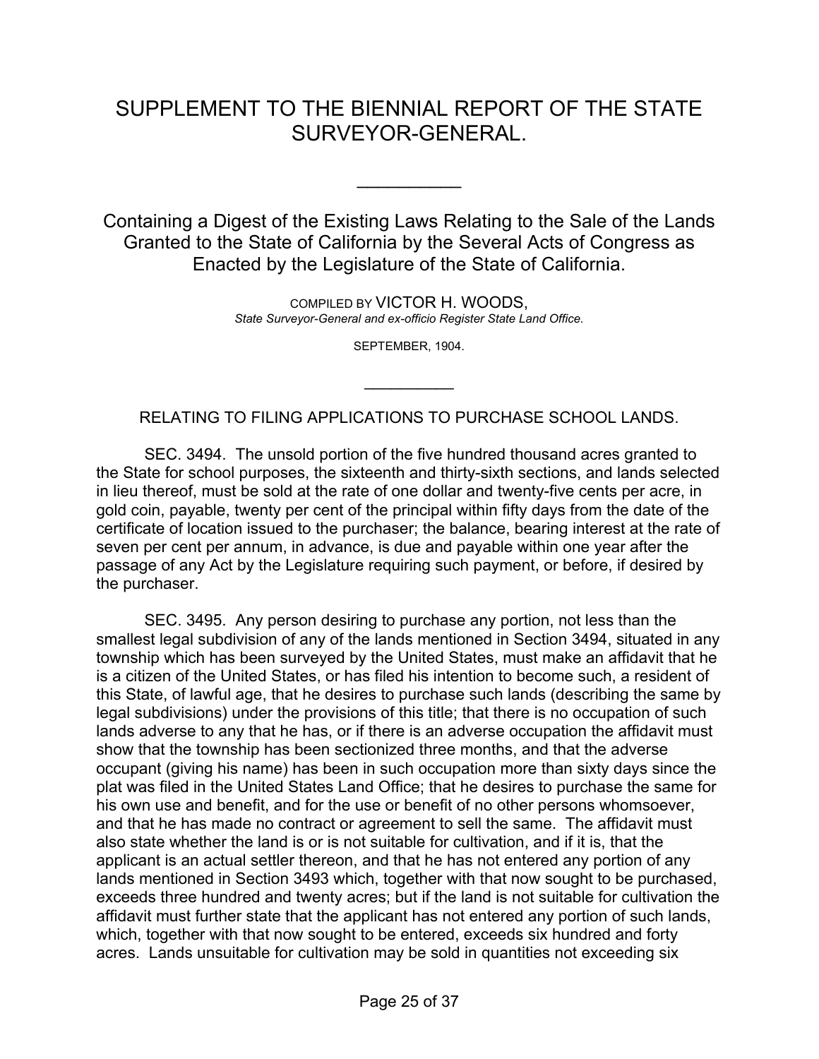# SUPPLEMENT TO THE BIENNIAL REPORT OF THE STATE SURVEYOR-GENERAL.

---

## Containing a Digest of the Existing Laws Relating to the Sale of the Lands Granted to the State of California by the Several Acts of Congress as Enacted by the Legislature of the State of California.

COMPILED BY VICTOR H. WOODS,
*State Surveyor-General and ex-officio Register State Land Office.*

SEPTEMBER, 1904.

---

### RELATING TO FILING APPLICATIONS TO PURCHASE SCHOOL LANDS.

SEC. 3494. The unsold portion of the five hundred thousand acres granted to the State for school purposes, the sixteenth and thirty-sixth sections, and lands selected in lieu thereof, must be sold at the rate of one dollar and twenty-five cents per acre, in gold coin, payable, twenty per cent of the principal within fifty days from the date of the certificate of location issued to the purchaser; the balance, bearing interest at the rate of seven per cent per annum, in advance, is due and payable within one year after the passage of any Act by the Legislature requiring such payment, or before, if desired by the purchaser.

SEC. 3495. Any person desiring to purchase any portion, not less than the smallest legal subdivision of any of the lands mentioned in Section 3494, situated in any township which has been surveyed by the United States, must make an affidavit that he is a citizen of the United States, or has filed his intention to become such, a resident of this State, of lawful age, that he desires to purchase such lands (describing the same by legal subdivisions) under the provisions of this title; that there is no occupation of such lands adverse to any that he has, or if there is an adverse occupation the affidavit must show that the township has been sectionized three months, and that the adverse occupant (giving his name) has been in such occupation more than sixty days since the plat was filed in the United States Land Office; that he desires to purchase the same for his own use and benefit, and for the use or benefit of no other persons whomsoever, and that he has made no contract or agreement to sell the same. The affidavit must also state whether the land is or is not suitable for cultivation, and if it is, that the applicant is an actual settler thereon, and that he has not entered any portion of any lands mentioned in Section 3493 which, together with that now sought to be purchased, exceeds three hundred and twenty acres; but if the land is not suitable for cultivation the affidavit must further state that the applicant has not entered any portion of such lands, which, together with that now sought to be entered, exceeds six hundred and forty acres. Lands unsuitable for cultivation may be sold in quantities not exceeding six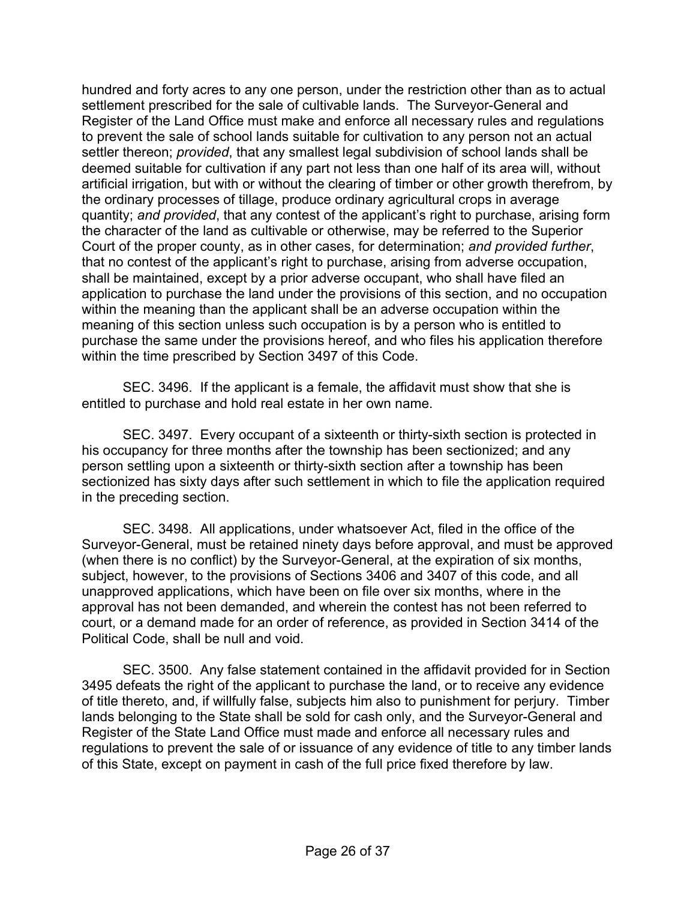hundred and forty acres to any one person, under the restriction other than as to actual settlement prescribed for the sale of cultivable lands. The Surveyor-General and Register of the Land Office must make and enforce all necessary rules and regulations to prevent the sale of school lands suitable for cultivation to any person not an actual settler thereon; *provided*, that any smallest legal subdivision of school lands shall be deemed suitable for cultivation if any part not less than one half of its area will, without artificial irrigation, but with or without the clearing of timber or other growth therefrom, by the ordinary processes of tillage, produce ordinary agricultural crops in average quantity; *and provided*, that any contest of the applicant's right to purchase, arising form the character of the land as cultivable or otherwise, may be referred to the Superior Court of the proper county, as in other cases, for determination; *and provided further*, that no contest of the applicant's right to purchase, arising from adverse occupation, shall be maintained, except by a prior adverse occupant, who shall have filed an application to purchase the land under the provisions of this section, and no occupation within the meaning than the applicant shall be an adverse occupation within the meaning of this section unless such occupation is by a person who is entitled to purchase the same under the provisions hereof, and who files his application therefore within the time prescribed by Section 3497 of this Code.

SEC. 3496. If the applicant is a female, the affidavit must show that she is entitled to purchase and hold real estate in her own name.

SEC. 3497. Every occupant of a sixteenth or thirty-sixth section is protected in his occupancy for three months after the township has been sectionized; and any person settling upon a sixteenth or thirty-sixth section after a township has been sectionized has sixty days after such settlement in which to file the application required in the preceding section.

SEC. 3498. All applications, under whatsoever Act, filed in the office of the Surveyor-General, must be retained ninety days before approval, and must be approved (when there is no conflict) by the Surveyor-General, at the expiration of six months, subject, however, to the provisions of Sections 3406 and 3407 of this code, and all unapproved applications, which have been on file over six months, where in the approval has not been demanded, and wherein the contest has not been referred to court, or a demand made for an order of reference, as provided in Section 3414 of the Political Code, shall be null and void.

SEC. 3500. Any false statement contained in the affidavit provided for in Section 3495 defeats the right of the applicant to purchase the land, or to receive any evidence of title thereto, and, if willfully false, subjects him also to punishment for perjury. Timber lands belonging to the State shall be sold for cash only, and the Surveyor-General and Register of the State Land Office must made and enforce all necessary rules and regulations to prevent the sale of or issuance of any evidence of title to any timber lands of this State, except on payment in cash of the full price fixed therefore by law.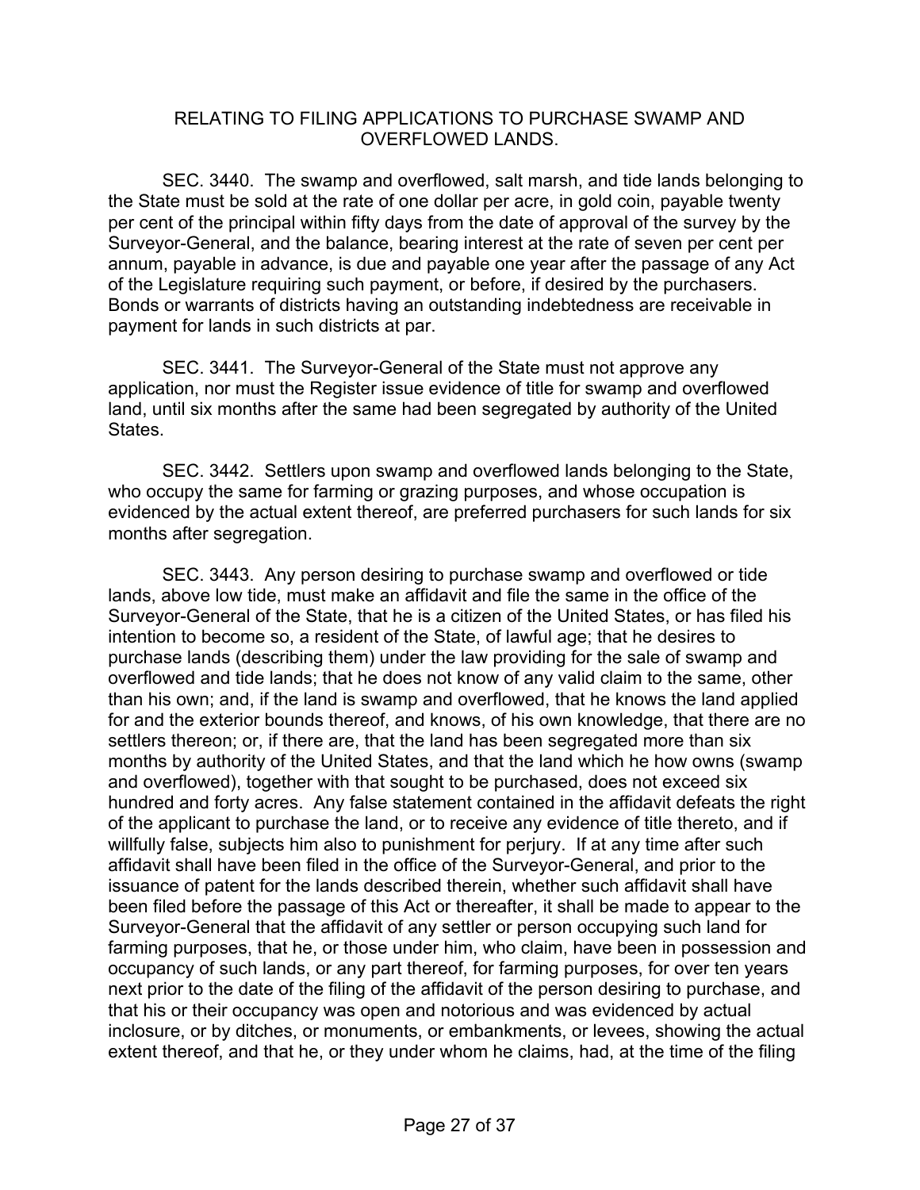## RELATING TO FILING APPLICATIONS TO PURCHASE SWAMP AND OVERFLOWED LANDS.

SEC. 3440. The swamp and overflowed, salt marsh, and tide lands belonging to the State must be sold at the rate of one dollar per acre, in gold coin, payable twenty per cent of the principal within fifty days from the date of approval of the survey by the Surveyor-General, and the balance, bearing interest at the rate of seven per cent per annum, payable in advance, is due and payable one year after the passage of any Act of the Legislature requiring such payment, or before, if desired by the purchasers. Bonds or warrants of districts having an outstanding indebtedness are receivable in payment for lands in such districts at par.

SEC. 3441. The Surveyor-General of the State must not approve any application, nor must the Register issue evidence of title for swamp and overflowed land, until six months after the same had been segregated by authority of the United States.

SEC. 3442. Settlers upon swamp and overflowed lands belonging to the State, who occupy the same for farming or grazing purposes, and whose occupation is evidenced by the actual extent thereof, are preferred purchasers for such lands for six months after segregation.

SEC. 3443. Any person desiring to purchase swamp and overflowed or tide lands, above low tide, must make an affidavit and file the same in the office of the Surveyor-General of the State, that he is a citizen of the United States, or has filed his intention to become so, a resident of the State, of lawful age; that he desires to purchase lands (describing them) under the law providing for the sale of swamp and overflowed and tide lands; that he does not know of any valid claim to the same, other than his own; and, if the land is swamp and overflowed, that he knows the land applied for and the exterior bounds thereof, and knows, of his own knowledge, that there are no settlers thereon; or, if there are, that the land has been segregated more than six months by authority of the United States, and that the land which he how owns (swamp and overflowed), together with that sought to be purchased, does not exceed six hundred and forty acres. Any false statement contained in the affidavit defeats the right of the applicant to purchase the land, or to receive any evidence of title thereto, and if willfully false, subjects him also to punishment for perjury. If at any time after such affidavit shall have been filed in the office of the Surveyor-General, and prior to the issuance of patent for the lands described therein, whether such affidavit shall have been filed before the passage of this Act or thereafter, it shall be made to appear to the Surveyor-General that the affidavit of any settler or person occupying such land for farming purposes, that he, or those under him, who claim, have been in possession and occupancy of such lands, or any part thereof, for farming purposes, for over ten years next prior to the date of the filing of the affidavit of the person desiring to purchase, and that his or their occupancy was open and notorious and was evidenced by actual inclosure, or by ditches, or monuments, or embankments, or levees, showing the actual extent thereof, and that he, or they under whom he claims, had, at the time of the filing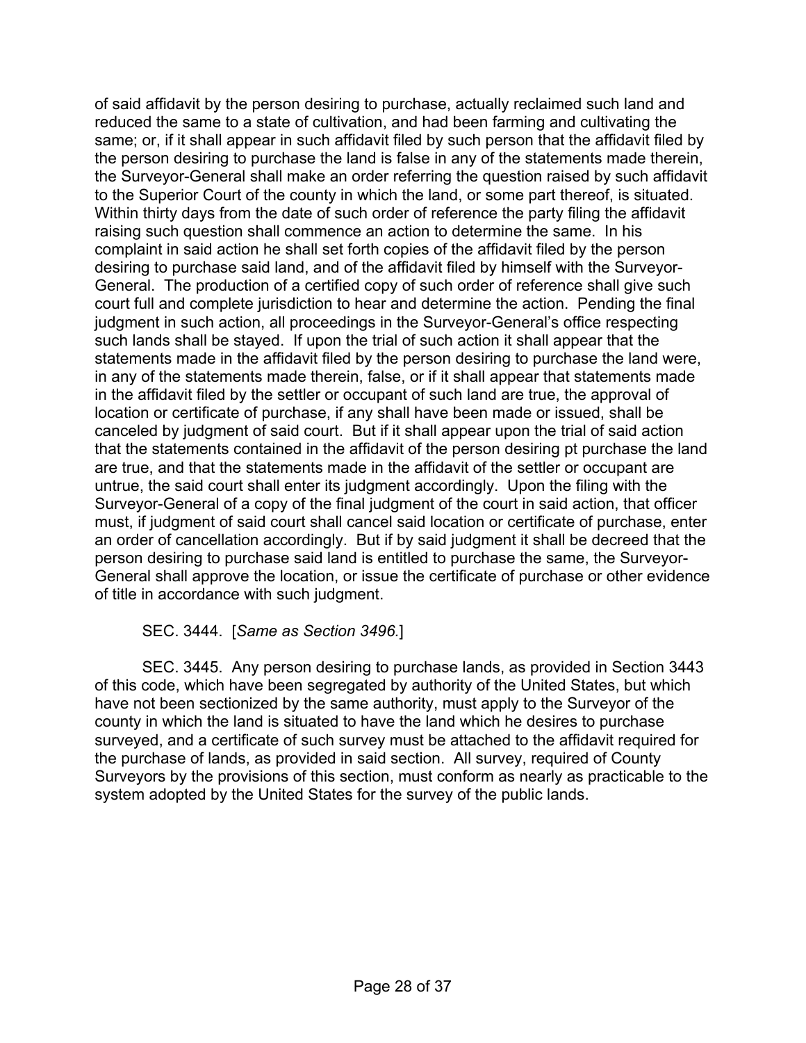of said affidavit by the person desiring to purchase, actually reclaimed such land and reduced the same to a state of cultivation, and had been farming and cultivating the same; or, if it shall appear in such affidavit filed by such person that the affidavit filed by the person desiring to purchase the land is false in any of the statements made therein, the Surveyor-General shall make an order referring the question raised by such affidavit to the Superior Court of the county in which the land, or some part thereof, is situated. Within thirty days from the date of such order of reference the party filing the affidavit raising such question shall commence an action to determine the same. In his complaint in said action he shall set forth copies of the affidavit filed by the person desiring to purchase said land, and of the affidavit filed by himself with the Surveyor-General. The production of a certified copy of such order of reference shall give such court full and complete jurisdiction to hear and determine the action. Pending the final judgment in such action, all proceedings in the Surveyor-General's office respecting such lands shall be stayed. If upon the trial of such action it shall appear that the statements made in the affidavit filed by the person desiring to purchase the land were, in any of the statements made therein, false, or if it shall appear that statements made in the affidavit filed by the settler or occupant of such land are true, the approval of location or certificate of purchase, if any shall have been made or issued, shall be canceled by judgment of said court. But if it shall appear upon the trial of said action that the statements contained in the affidavit of the person desiring pt purchase the land are true, and that the statements made in the affidavit of the settler or occupant are untrue, the said court shall enter its judgment accordingly. Upon the filing with the Surveyor-General of a copy of the final judgment of the court in said action, that officer must, if judgment of said court shall cancel said location or certificate of purchase, enter an order of cancellation accordingly. But if by said judgment it shall be decreed that the person desiring to purchase said land is entitled to purchase the same, the Surveyor-General shall approve the location, or issue the certificate of purchase or other evidence of title in accordance with such judgment.

SEC. 3444. [*Same as Section 3496.*]

SEC. 3445. Any person desiring to purchase lands, as provided in Section 3443 of this code, which have been segregated by authority of the United States, but which have not been sectionized by the same authority, must apply to the Surveyor of the county in which the land is situated to have the land which he desires to purchase surveyed, and a certificate of such survey must be attached to the affidavit required for the purchase of lands, as provided in said section. All survey, required of County Surveyors by the provisions of this section, must conform as nearly as practicable to the system adopted by the United States for the survey of the public lands.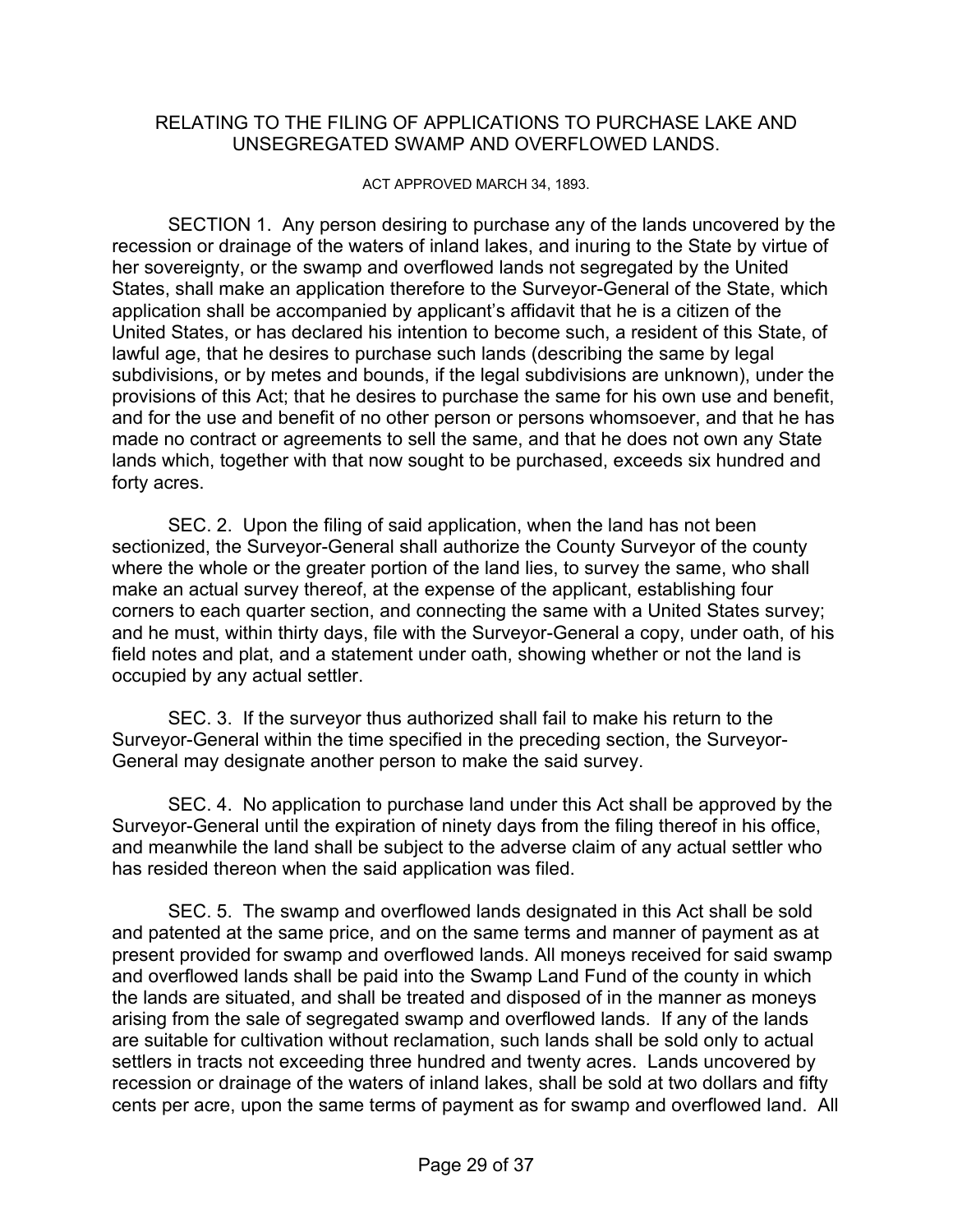## RELATING TO THE FILING OF APPLICATIONS TO PURCHASE LAKE AND UNSEGREGATED SWAMP AND OVERFLOWED LANDS.

ACT APPROVED MARCH 34, 1893.

SECTION 1. Any person desiring to purchase any of the lands uncovered by the recession or drainage of the waters of inland lakes, and inuring to the State by virtue of her sovereignty, or the swamp and overflowed lands not segregated by the United States, shall make an application therefore to the Surveyor-General of the State, which application shall be accompanied by applicant's affidavit that he is a citizen of the United States, or has declared his intention to become such, a resident of this State, of lawful age, that he desires to purchase such lands (describing the same by legal subdivisions, or by metes and bounds, if the legal subdivisions are unknown), under the provisions of this Act; that he desires to purchase the same for his own use and benefit, and for the use and benefit of no other person or persons whomsoever, and that he has made no contract or agreements to sell the same, and that he does not own any State lands which, together with that now sought to be purchased, exceeds six hundred and forty acres.

SEC. 2. Upon the filing of said application, when the land has not been sectionized, the Surveyor-General shall authorize the County Surveyor of the county where the whole or the greater portion of the land lies, to survey the same, who shall make an actual survey thereof, at the expense of the applicant, establishing four corners to each quarter section, and connecting the same with a United States survey; and he must, within thirty days, file with the Surveyor-General a copy, under oath, of his field notes and plat, and a statement under oath, showing whether or not the land is occupied by any actual settler.

SEC. 3. If the surveyor thus authorized shall fail to make his return to the Surveyor-General within the time specified in the preceding section, the Surveyor-General may designate another person to make the said survey.

SEC. 4. No application to purchase land under this Act shall be approved by the Surveyor-General until the expiration of ninety days from the filing thereof in his office, and meanwhile the land shall be subject to the adverse claim of any actual settler who has resided thereon when the said application was filed.

SEC. 5. The swamp and overflowed lands designated in this Act shall be sold and patented at the same price, and on the same terms and manner of payment as at present provided for swamp and overflowed lands. All moneys received for said swamp and overflowed lands shall be paid into the Swamp Land Fund of the county in which the lands are situated, and shall be treated and disposed of in the manner as moneys arising from the sale of segregated swamp and overflowed lands. If any of the lands are suitable for cultivation without reclamation, such lands shall be sold only to actual settlers in tracts not exceeding three hundred and twenty acres. Lands uncovered by recession or drainage of the waters of inland lakes, shall be sold at two dollars and fifty cents per acre, upon the same terms of payment as for swamp and overflowed land. All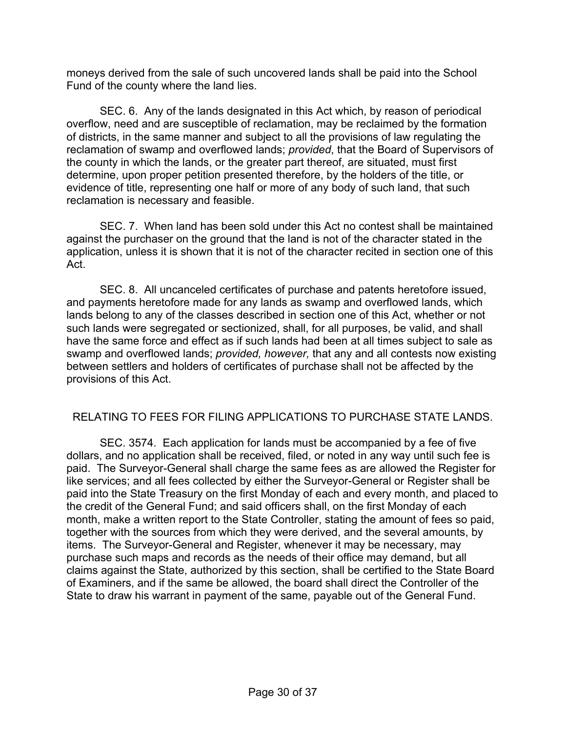moneys derived from the sale of such uncovered lands shall be paid into the School Fund of the county where the land lies.

SEC. 6. Any of the lands designated in this Act which, by reason of periodical overflow, need and are susceptible of reclamation, may be reclaimed by the formation of districts, in the same manner and subject to all the provisions of law regulating the reclamation of swamp and overflowed lands; *provided*, that the Board of Supervisors of the county in which the lands, or the greater part thereof, are situated, must first determine, upon proper petition presented therefore, by the holders of the title, or evidence of title, representing one half or more of any body of such land, that such reclamation is necessary and feasible.

SEC. 7. When land has been sold under this Act no contest shall be maintained against the purchaser on the ground that the land is not of the character stated in the application, unless it is shown that it is not of the character recited in section one of this Act.

SEC. 8. All uncanceled certificates of purchase and patents heretofore issued, and payments heretofore made for any lands as swamp and overflowed lands, which lands belong to any of the classes described in section one of this Act, whether or not such lands were segregated or sectionized, shall, for all purposes, be valid, and shall have the same force and effect as if such lands had been at all times subject to sale as swamp and overflowed lands; *provided, however,* that any and all contests now existing between settlers and holders of certificates of purchase shall not be affected by the provisions of this Act.

## RELATING TO FEES FOR FILING APPLICATIONS TO PURCHASE STATE LANDS.

SEC. 3574. Each application for lands must be accompanied by a fee of five dollars, and no application shall be received, filed, or noted in any way until such fee is paid. The Surveyor-General shall charge the same fees as are allowed the Register for like services; and all fees collected by either the Surveyor-General or Register shall be paid into the State Treasury on the first Monday of each and every month, and placed to the credit of the General Fund; and said officers shall, on the first Monday of each month, make a written report to the State Controller, stating the amount of fees so paid, together with the sources from which they were derived, and the several amounts, by items. The Surveyor-General and Register, whenever it may be necessary, may purchase such maps and records as the needs of their office may demand, but all claims against the State, authorized by this section, shall be certified to the State Board of Examiners, and if the same be allowed, the board shall direct the Controller of the State to draw his warrant in payment of the same, payable out of the General Fund.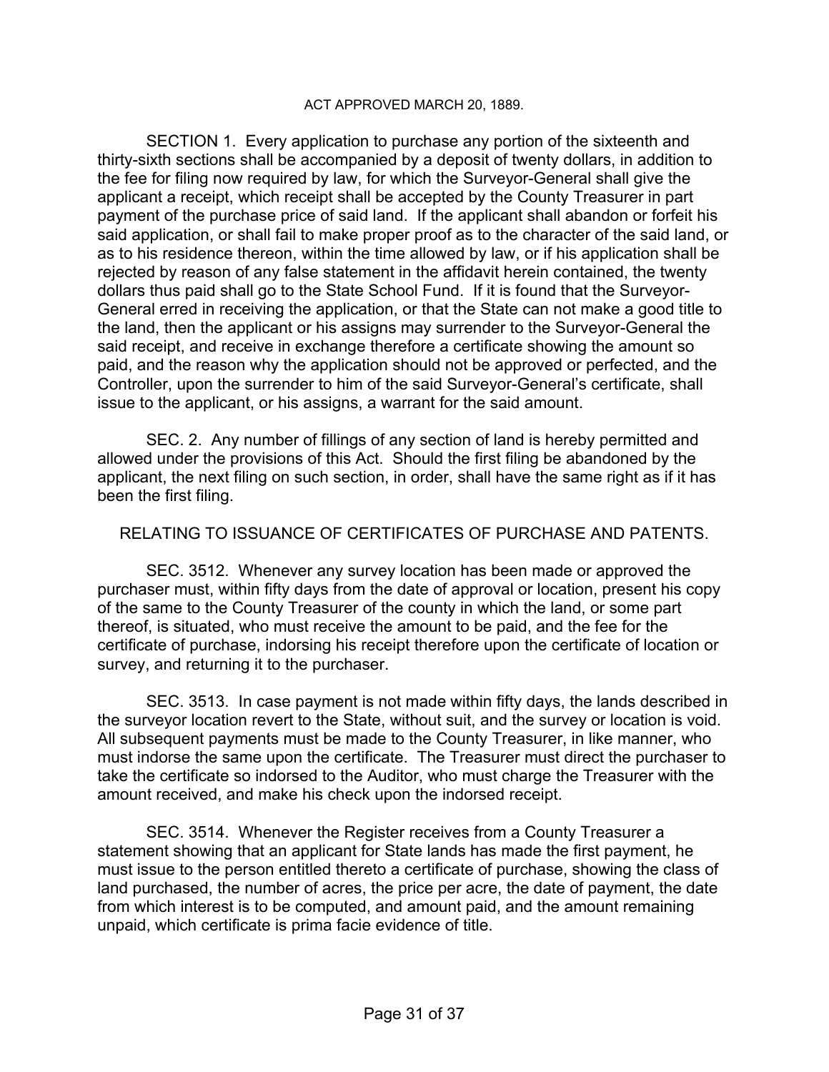## ACT APPROVED MARCH 20, 1889.

SECTION 1. Every application to purchase any portion of the sixteenth and thirty-sixth sections shall be accompanied by a deposit of twenty dollars, in addition to the fee for filing now required by law, for which the Surveyor-General shall give the applicant a receipt, which receipt shall be accepted by the County Treasurer in part payment of the purchase price of said land. If the applicant shall abandon or forfeit his said application, or shall fail to make proper proof as to the character of the said land, or as to his residence thereon, within the time allowed by law, or if his application shall be rejected by reason of any false statement in the affidavit herein contained, the twenty dollars thus paid shall go to the State School Fund. If it is found that the Surveyor-General erred in receiving the application, or that the State can not make a good title to the land, then the applicant or his assigns may surrender to the Surveyor-General the said receipt, and receive in exchange therefore a certificate showing the amount so paid, and the reason why the application should not be approved or perfected, and the Controller, upon the surrender to him of the said Surveyor-General's certificate, shall issue to the applicant, or his assigns, a warrant for the said amount.

SEC. 2. Any number of fillings of any section of land is hereby permitted and allowed under the provisions of this Act. Should the first filing be abandoned by the applicant, the next filing on such section, in order, shall have the same right as if it has been the first filing.

## RELATING TO ISSUANCE OF CERTIFICATES OF PURCHASE AND PATENTS.

SEC. 3512. Whenever any survey location has been made or approved the purchaser must, within fifty days from the date of approval or location, present his copy of the same to the County Treasurer of the county in which the land, or some part thereof, is situated, who must receive the amount to be paid, and the fee for the certificate of purchase, indorsing his receipt therefore upon the certificate of location or survey, and returning it to the purchaser.

SEC. 3513. In case payment is not made within fifty days, the lands described in the surveyor location revert to the State, without suit, and the survey or location is void. All subsequent payments must be made to the County Treasurer, in like manner, who must indorse the same upon the certificate. The Treasurer must direct the purchaser to take the certificate so indorsed to the Auditor, who must charge the Treasurer with the amount received, and make his check upon the indorsed receipt.

SEC. 3514. Whenever the Register receives from a County Treasurer a statement showing that an applicant for State lands has made the first payment, he must issue to the person entitled thereto a certificate of purchase, showing the class of land purchased, the number of acres, the price per acre, the date of payment, the date from which interest is to be computed, and amount paid, and the amount remaining unpaid, which certificate is prima facie evidence of title.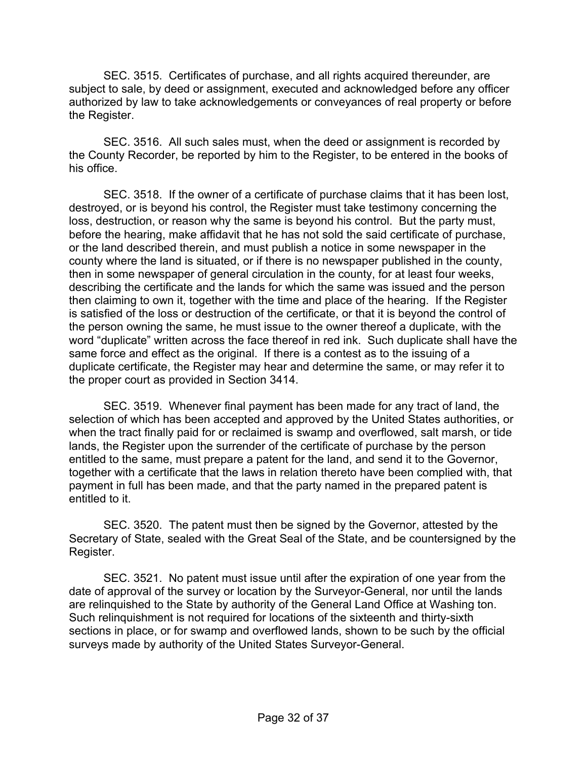SEC. 3515. Certificates of purchase, and all rights acquired thereunder, are subject to sale, by deed or assignment, executed and acknowledged before any officer authorized by law to take acknowledgements or conveyances of real property or before the Register.

SEC. 3516. All such sales must, when the deed or assignment is recorded by the County Recorder, be reported by him to the Register, to be entered in the books of his office.

SEC. 3518. If the owner of a certificate of purchase claims that it has been lost, destroyed, or is beyond his control, the Register must take testimony concerning the loss, destruction, or reason why the same is beyond his control. But the party must, before the hearing, make affidavit that he has not sold the said certificate of purchase, or the land described therein, and must publish a notice in some newspaper in the county where the land is situated, or if there is no newspaper published in the county, then in some newspaper of general circulation in the county, for at least four weeks, describing the certificate and the lands for which the same was issued and the person then claiming to own it, together with the time and place of the hearing. If the Register is satisfied of the loss or destruction of the certificate, or that it is beyond the control of the person owning the same, he must issue to the owner thereof a duplicate, with the word "duplicate" written across the face thereof in red ink. Such duplicate shall have the same force and effect as the original. If there is a contest as to the issuing of a duplicate certificate, the Register may hear and determine the same, or may refer it to the proper court as provided in Section 3414.

SEC. 3519. Whenever final payment has been made for any tract of land, the selection of which has been accepted and approved by the United States authorities, or when the tract finally paid for or reclaimed is swamp and overflowed, salt marsh, or tide lands, the Register upon the surrender of the certificate of purchase by the person entitled to the same, must prepare a patent for the land, and send it to the Governor, together with a certificate that the laws in relation thereto have been complied with, that payment in full has been made, and that the party named in the prepared patent is entitled to it.

SEC. 3520. The patent must then be signed by the Governor, attested by the Secretary of State, sealed with the Great Seal of the State, and be countersigned by the Register.

SEC. 3521. No patent must issue until after the expiration of one year from the date of approval of the survey or location by the Surveyor-General, nor until the lands are relinquished to the State by authority of the General Land Office at Washing ton. Such relinquishment is not required for locations of the sixteenth and thirty-sixth sections in place, or for swamp and overflowed lands, shown to be such by the official surveys made by authority of the United States Surveyor-General.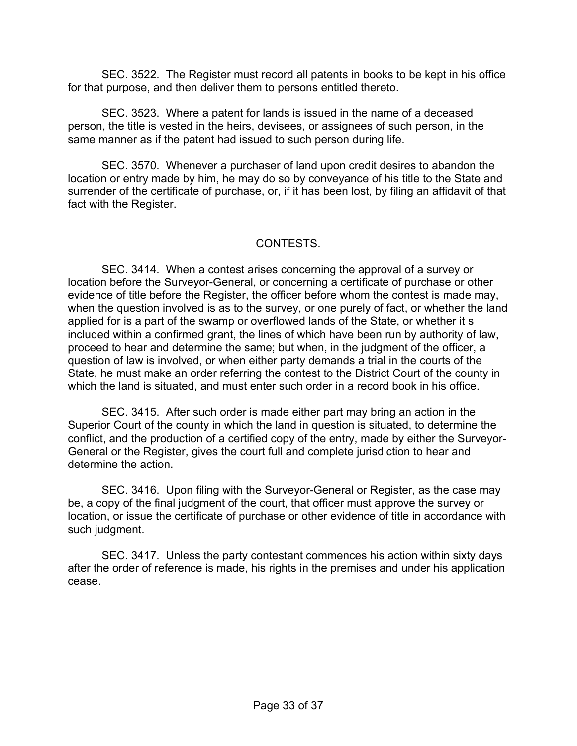SEC. 3522. The Register must record all patents in books to be kept in his office for that purpose, and then deliver them to persons entitled thereto.

SEC. 3523. Where a patent for lands is issued in the name of a deceased person, the title is vested in the heirs, devisees, or assignees of such person, in the same manner as if the patent had issued to such person during life.

SEC. 3570. Whenever a purchaser of land upon credit desires to abandon the location or entry made by him, he may do so by conveyance of his title to the State and surrender of the certificate of purchase, or, if it has been lost, by filing an affidavit of that fact with the Register.

## CONTESTS.

SEC. 3414. When a contest arises concerning the approval of a survey or location before the Surveyor-General, or concerning a certificate of purchase or other evidence of title before the Register, the officer before whom the contest is made may, when the question involved is as to the survey, or one purely of fact, or whether the land applied for is a part of the swamp or overflowed lands of the State, or whether it s included within a confirmed grant, the lines of which have been run by authority of law, proceed to hear and determine the same; but when, in the judgment of the officer, a question of law is involved, or when either party demands a trial in the courts of the State, he must make an order referring the contest to the District Court of the county in which the land is situated, and must enter such order in a record book in his office.

SEC. 3415. After such order is made either part may bring an action in the Superior Court of the county in which the land in question is situated, to determine the conflict, and the production of a certified copy of the entry, made by either the Surveyor-General or the Register, gives the court full and complete jurisdiction to hear and determine the action.

SEC. 3416. Upon filing with the Surveyor-General or Register, as the case may be, a copy of the final judgment of the court, that officer must approve the survey or location, or issue the certificate of purchase or other evidence of title in accordance with such judgment.

SEC. 3417. Unless the party contestant commences his action within sixty days after the order of reference is made, his rights in the premises and under his application cease.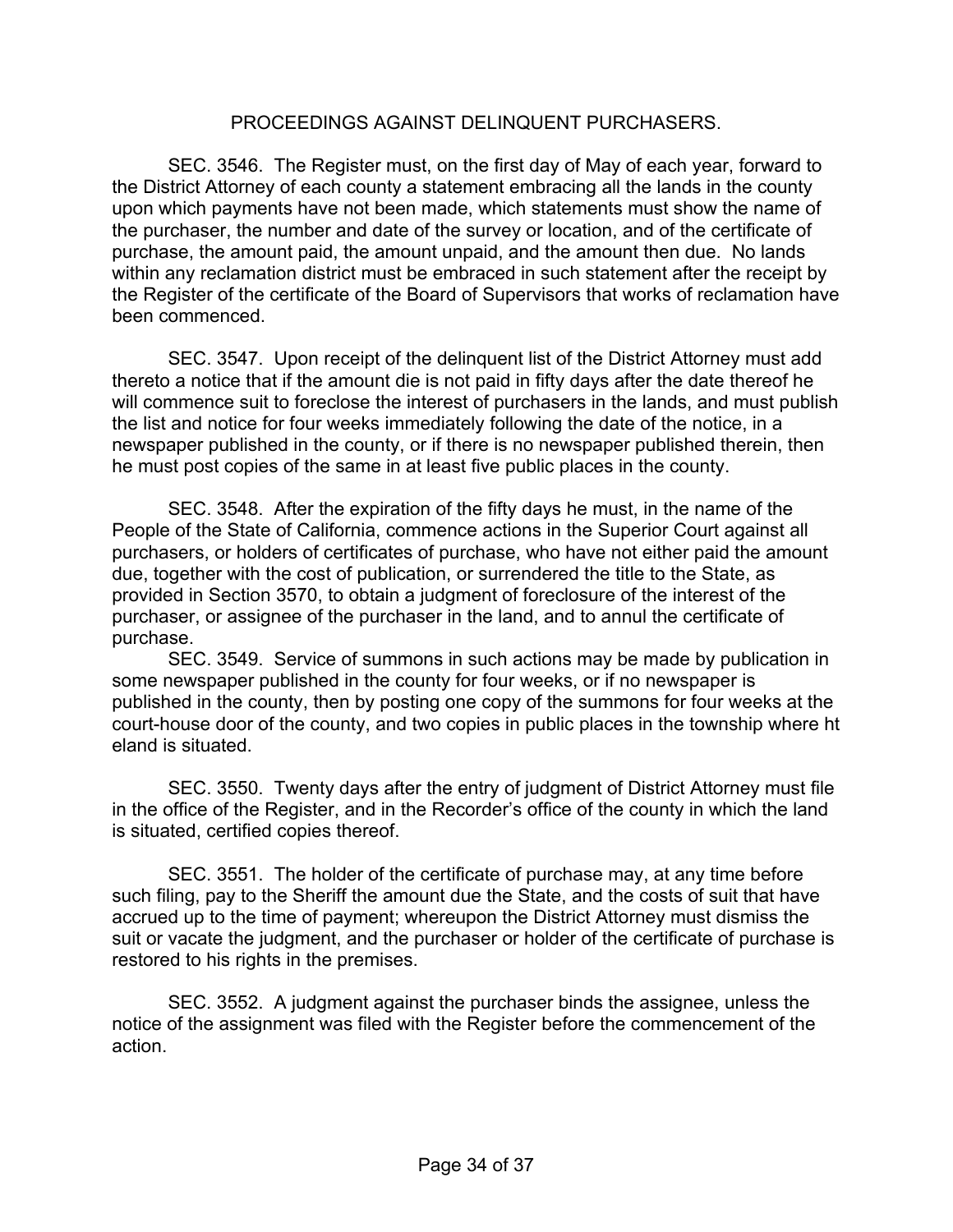## PROCEEDINGS AGAINST DELINQUENT PURCHASERS.

SEC. 3546. The Register must, on the first day of May of each year, forward to the District Attorney of each county a statement embracing all the lands in the county upon which payments have not been made, which statements must show the name of the purchaser, the number and date of the survey or location, and of the certificate of purchase, the amount paid, the amount unpaid, and the amount then due. No lands within any reclamation district must be embraced in such statement after the receipt by the Register of the certificate of the Board of Supervisors that works of reclamation have been commenced.

SEC. 3547. Upon receipt of the delinquent list of the District Attorney must add thereto a notice that if the amount die is not paid in fifty days after the date thereof he will commence suit to foreclose the interest of purchasers in the lands, and must publish the list and notice for four weeks immediately following the date of the notice, in a newspaper published in the county, or if there is no newspaper published therein, then he must post copies of the same in at least five public places in the county.

SEC. 3548. After the expiration of the fifty days he must, in the name of the People of the State of California, commence actions in the Superior Court against all purchasers, or holders of certificates of purchase, who have not either paid the amount due, together with the cost of publication, or surrendered the title to the State, as provided in Section 3570, to obtain a judgment of foreclosure of the interest of the purchaser, or assignee of the purchaser in the land, and to annul the certificate of purchase.

SEC. 3549. Service of summons in such actions may be made by publication in some newspaper published in the county for four weeks, or if no newspaper is published in the county, then by posting one copy of the summons for four weeks at the court-house door of the county, and two copies in public places in the township where ht eland is situated.

SEC. 3550. Twenty days after the entry of judgment of District Attorney must file in the office of the Register, and in the Recorder's office of the county in which the land is situated, certified copies thereof.

SEC. 3551. The holder of the certificate of purchase may, at any time before such filing, pay to the Sheriff the amount due the State, and the costs of suit that have accrued up to the time of payment; whereupon the District Attorney must dismiss the suit or vacate the judgment, and the purchaser or holder of the certificate of purchase is restored to his rights in the premises.

SEC. 3552. A judgment against the purchaser binds the assignee, unless the notice of the assignment was filed with the Register before the commencement of the action.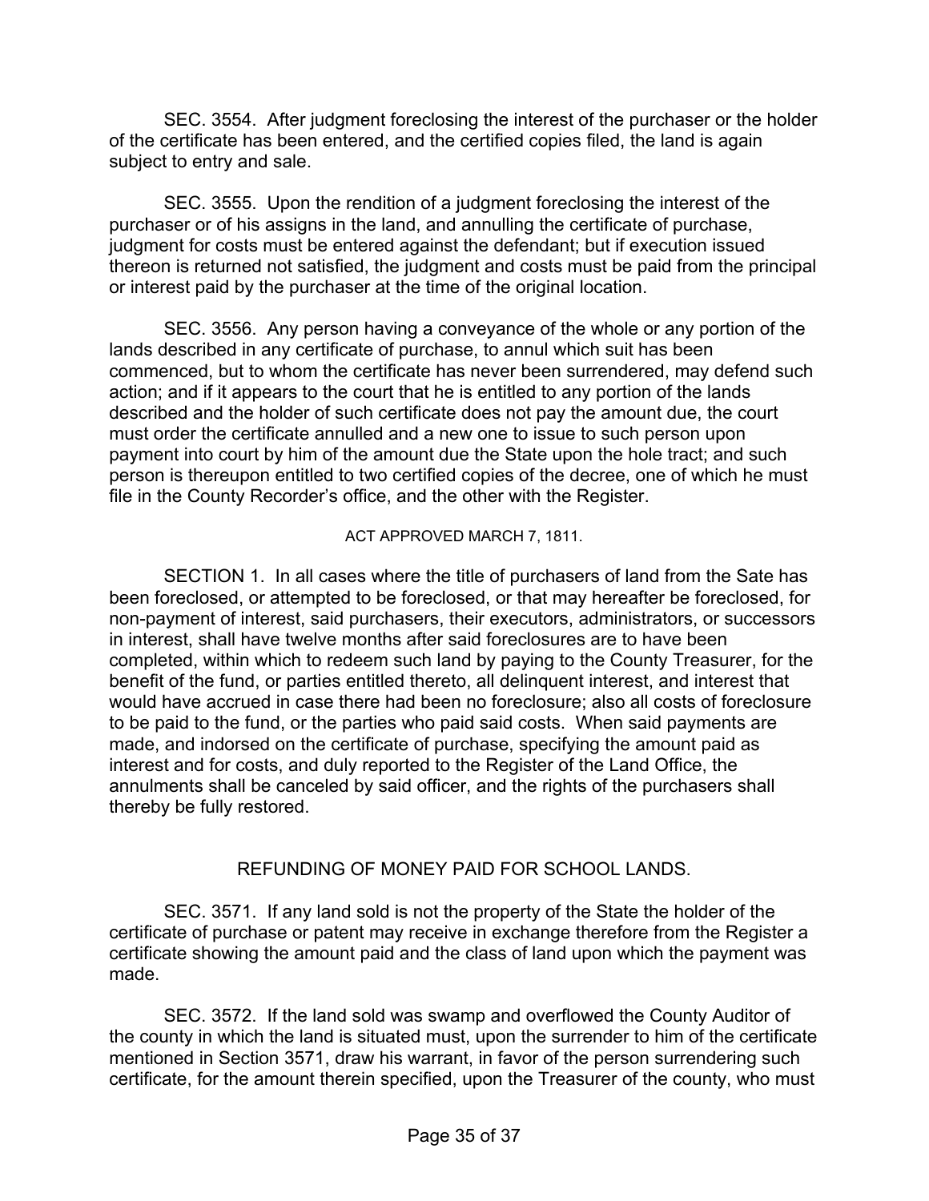SEC. 3554. After judgment foreclosing the interest of the purchaser or the holder of the certificate has been entered, and the certified copies filed, the land is again subject to entry and sale.

SEC. 3555. Upon the rendition of a judgment foreclosing the interest of the purchaser or of his assigns in the land, and annulling the certificate of purchase, judgment for costs must be entered against the defendant; but if execution issued thereon is returned not satisfied, the judgment and costs must be paid from the principal or interest paid by the purchaser at the time of the original location.

SEC. 3556. Any person having a conveyance of the whole or any portion of the lands described in any certificate of purchase, to annul which suit has been commenced, but to whom the certificate has never been surrendered, may defend such action; and if it appears to the court that he is entitled to any portion of the lands described and the holder of such certificate does not pay the amount due, the court must order the certificate annulled and a new one to issue to such person upon payment into court by him of the amount due the State upon the hole tract; and such person is thereupon entitled to two certified copies of the decree, one of which he must file in the County Recorder's office, and the other with the Register.

ACT APPROVED MARCH 7, 1811.

SECTION 1. In all cases where the title of purchasers of land from the Sate has been foreclosed, or attempted to be foreclosed, or that may hereafter be foreclosed, for non-payment of interest, said purchasers, their executors, administrators, or successors in interest, shall have twelve months after said foreclosures are to have been completed, within which to redeem such land by paying to the County Treasurer, for the benefit of the fund, or parties entitled thereto, all delinquent interest, and interest that would have accrued in case there had been no foreclosure; also all costs of foreclosure to be paid to the fund, or the parties who paid said costs. When said payments are made, and indorsed on the certificate of purchase, specifying the amount paid as interest and for costs, and duly reported to the Register of the Land Office, the annulments shall be canceled by said officer, and the rights of the purchasers shall thereby be fully restored.

## REFUNDING OF MONEY PAID FOR SCHOOL LANDS.

SEC. 3571. If any land sold is not the property of the State the holder of the certificate of purchase or patent may receive in exchange therefore from the Register a certificate showing the amount paid and the class of land upon which the payment was made.

SEC. 3572. If the land sold was swamp and overflowed the County Auditor of the county in which the land is situated must, upon the surrender to him of the certificate mentioned in Section 3571, draw his warrant, in favor of the person surrendering such certificate, for the amount therein specified, upon the Treasurer of the county, who must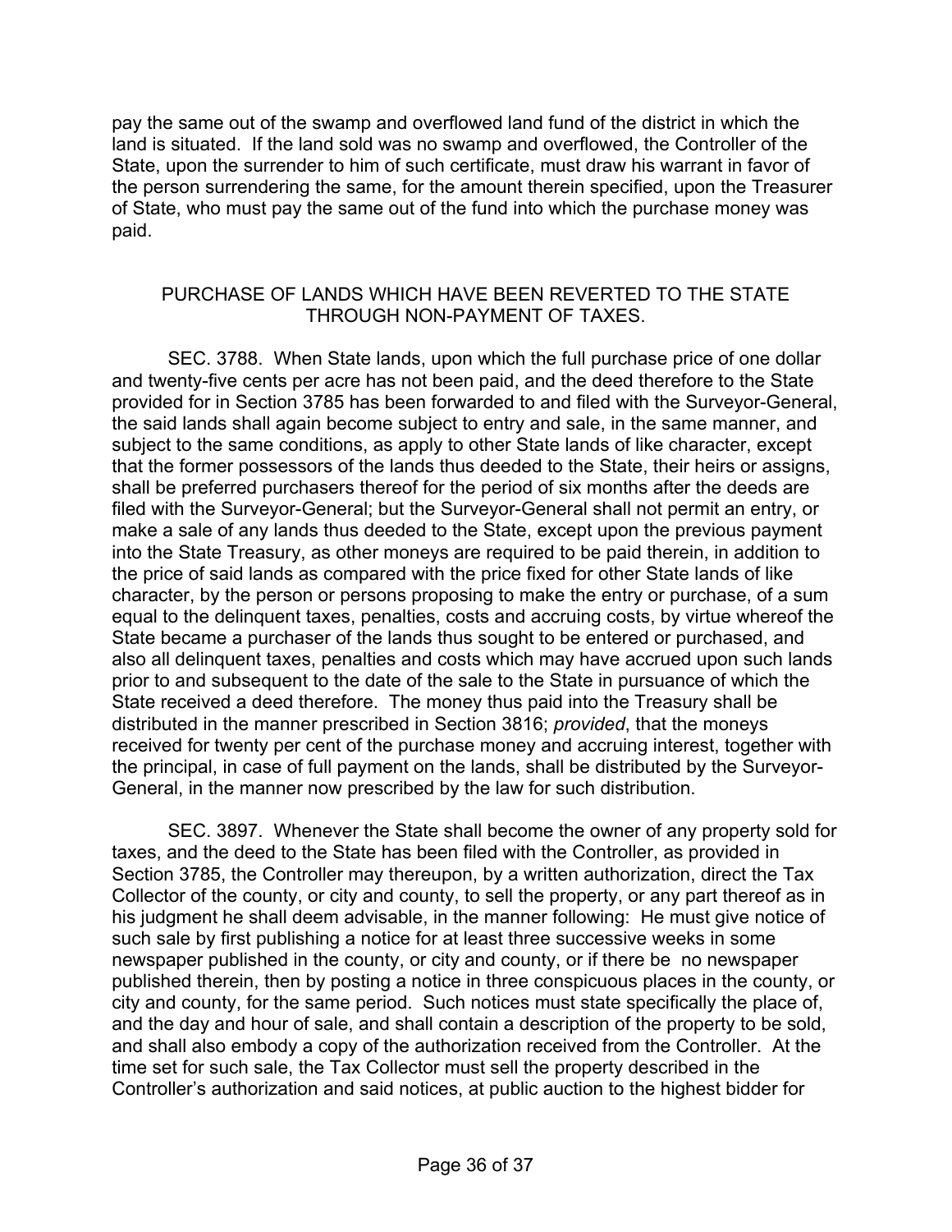pay the same out of the swamp and overflowed land fund of the district in which the land is situated. If the land sold was no swamp and overflowed, the Controller of the State, upon the surrender to him of such certificate, must draw his warrant in favor of the person surrendering the same, for the amount therein specified, upon the Treasurer of State, who must pay the same out of the fund into which the purchase money was paid.

## PURCHASE OF LANDS WHICH HAVE BEEN REVERTED TO THE STATE THROUGH NON-PAYMENT OF TAXES.

SEC. 3788. When State lands, upon which the full purchase price of one dollar and twenty-five cents per acre has not been paid, and the deed therefore to the State provided for in Section 3785 has been forwarded to and filed with the Surveyor-General, the said lands shall again become subject to entry and sale, in the same manner, and subject to the same conditions, as apply to other State lands of like character, except that the former possessors of the lands thus deeded to the State, their heirs or assigns, shall be preferred purchasers thereof for the period of six months after the deeds are filed with the Surveyor-General; but the Surveyor-General shall not permit an entry, or make a sale of any lands thus deeded to the State, except upon the previous payment into the State Treasury, as other moneys are required to be paid therein, in addition to the price of said lands as compared with the price fixed for other State lands of like character, by the person or persons proposing to make the entry or purchase, of a sum equal to the delinquent taxes, penalties, costs and accruing costs, by virtue whereof the State became a purchaser of the lands thus sought to be entered or purchased, and also all delinquent taxes, penalties and costs which may have accrued upon such lands prior to and subsequent to the date of the sale to the State in pursuance of which the State received a deed therefore. The money thus paid into the Treasury shall be distributed in the manner prescribed in Section 3816; *provided*, that the moneys received for twenty per cent of the purchase money and accruing interest, together with the principal, in case of full payment on the lands, shall be distributed by the Surveyor-General, in the manner now prescribed by the law for such distribution.

SEC. 3897. Whenever the State shall become the owner of any property sold for taxes, and the deed to the State has been filed with the Controller, as provided in Section 3785, the Controller may thereupon, by a written authorization, direct the Tax Collector of the county, or city and county, to sell the property, or any part thereof as in his judgment he shall deem advisable, in the manner following: He must give notice of such sale by first publishing a notice for at least three successive weeks in some newspaper published in the county, or city and county, or if there be no newspaper published therein, then by posting a notice in three conspicuous places in the county, or city and county, for the same period. Such notices must state specifically the place of, and the day and hour of sale, and shall contain a description of the property to be sold, and shall also embody a copy of the authorization received from the Controller. At the time set for such sale, the Tax Collector must sell the property described in the Controller's authorization and said notices, at public auction to the highest bidder for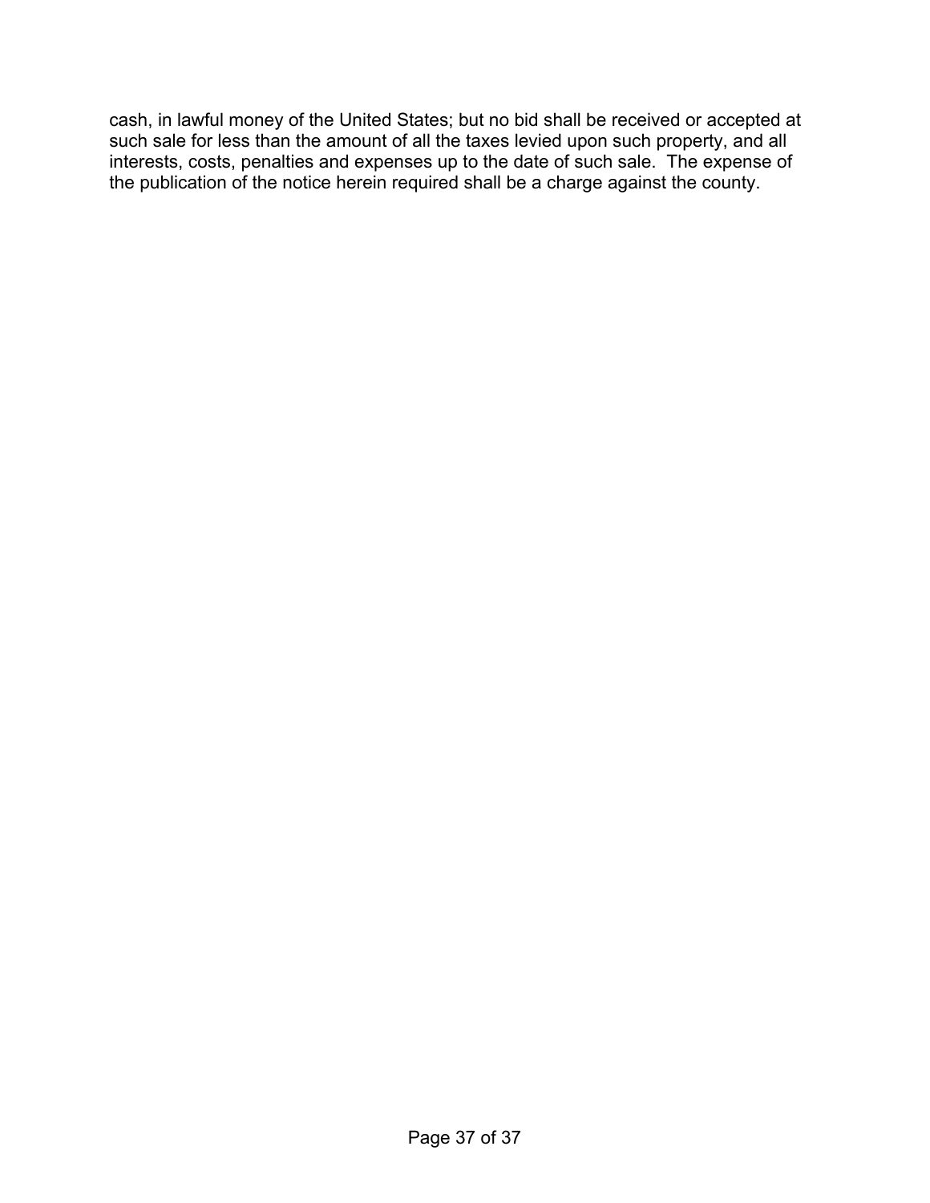cash, in lawful money of the United States; but no bid shall be received or accepted at such sale for less than the amount of all the taxes levied upon such property, and all interests, costs, penalties and expenses up to the date of such sale. The expense of the publication of the notice herein required shall be a charge against the county.